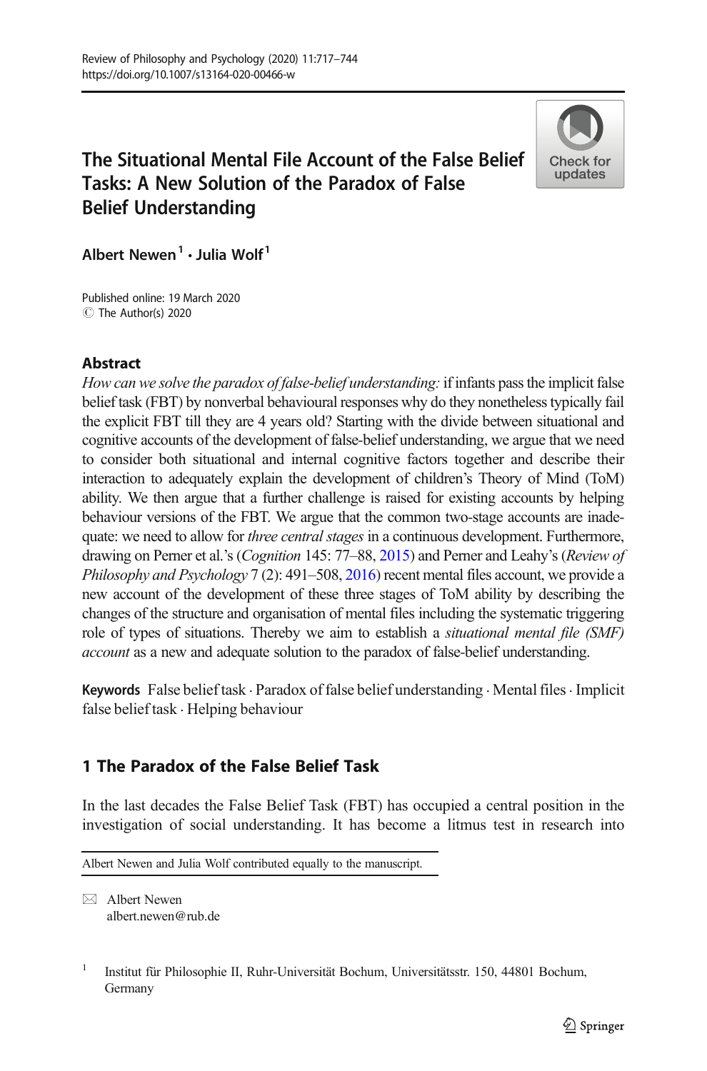# The Situational Mental File Account of the False Belief Tasks: A New Solution of the Paradox of False Belief Understanding

Albert Newen[1] · Julia Wolf[1]

Published online: 19 March 2020
© The Author(s) 2020

## Abstract

*How can we solve the paradox of false-belief understanding:* if infants pass the implicit false belief task (FBT) by nonverbal behavioural responses why do they nonetheless typically fail the explicit FBT till they are 4 years old? Starting with the divide between situational and cognitive accounts of the development of false-belief understanding, we argue that we need to consider both situational and internal cognitive factors together and describe their interaction to adequately explain the development of children's Theory of Mind (ToM) ability. We then argue that a further challenge is raised for existing accounts by helping behaviour versions of the FBT. We argue that the common two-stage accounts are inadequate: we need to allow for *three central stages* in a continuous development. Furthermore, drawing on Perner et al.'s (*Cognition* 145: 77–88, 2015) and Perner and Leahy's (*Review of Philosophy and Psychology* 7 (2): 491–508, 2016) recent mental files account, we provide a new account of the development of these three stages of ToM ability by describing the changes of the structure and organisation of mental files including the systematic triggering role of types of situations. Thereby we aim to establish a *situational mental file (SMF) account* as a new and adequate solution to the paradox of false-belief understanding.

**Keywords** False belief task · Paradox of false belief understanding · Mental files · Implicit false belief task · Helping behaviour

## 1 The Paradox of the False Belief Task

In the last decades the False Belief Task (FBT) has occupied a central position in the investigation of social understanding. It has become a litmus test in research into

Albert Newen and Julia Wolf contributed equally to the manuscript.

✉ Albert Newen
albert.newen@rub.de

[1] Institut für Philosophie II, Ruhr-Universität Bochum, Universitätsstr. 150, 44801 Bochum, Germany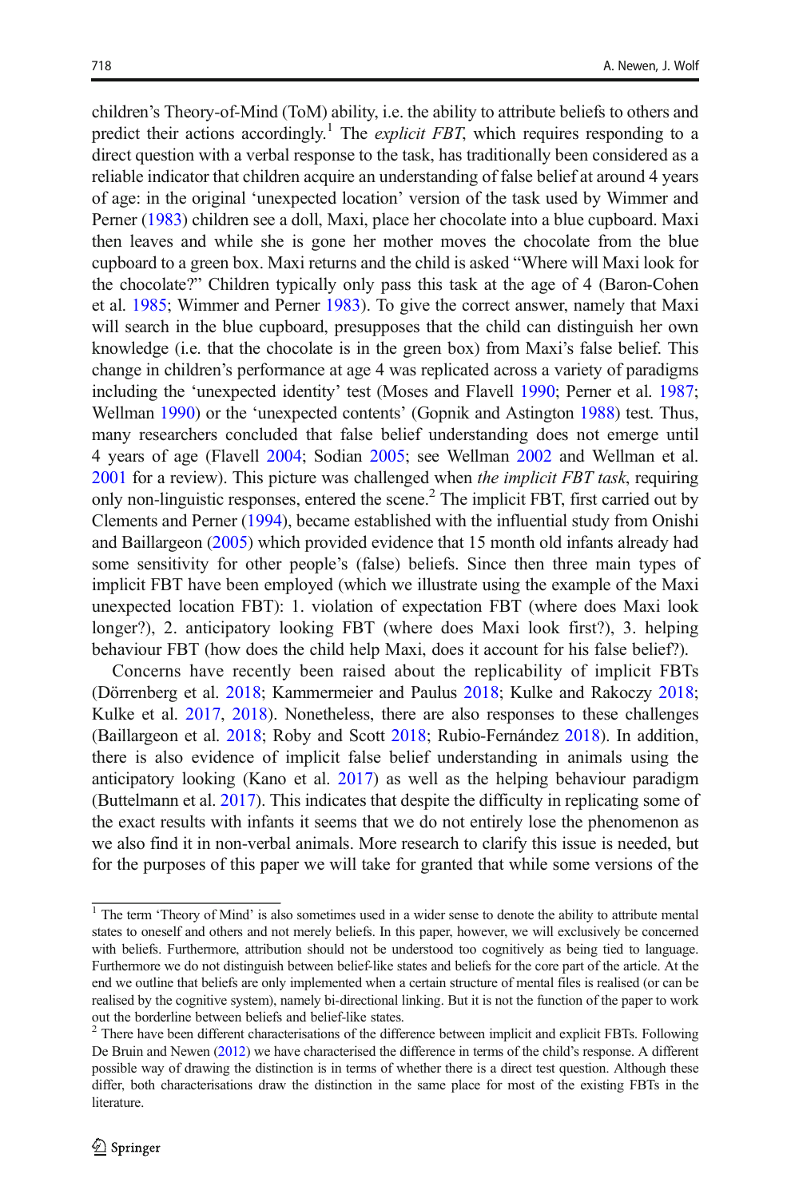children's Theory-of-Mind (ToM) ability, i.e. the ability to attribute beliefs to others and predict their actions accordingly.[1] The *explicit FBT*, which requires responding to a direct question with a verbal response to the task, has traditionally been considered as a reliable indicator that children acquire an understanding of false belief at around 4 years of age: in the original 'unexpected location' version of the task used by Wimmer and Perner (1983) children see a doll, Maxi, place her chocolate into a blue cupboard. Maxi then leaves and while she is gone her mother moves the chocolate from the blue cupboard to a green box. Maxi returns and the child is asked "Where will Maxi look for the chocolate?" Children typically only pass this task at the age of 4 (Baron-Cohen et al. 1985; Wimmer and Perner 1983). To give the correct answer, namely that Maxi will search in the blue cupboard, presupposes that the child can distinguish her own knowledge (i.e. that the chocolate is in the green box) from Maxi's false belief. This change in children's performance at age 4 was replicated across a variety of paradigms including the 'unexpected identity' test (Moses and Flavell 1990; Perner et al. 1987; Wellman 1990) or the 'unexpected contents' (Gopnik and Astington 1988) test. Thus, many researchers concluded that false belief understanding does not emerge until 4 years of age (Flavell 2004; Sodian 2005; see Wellman 2002 and Wellman et al. 2001 for a review). This picture was challenged when *the implicit FBT task*, requiring only non-linguistic responses, entered the scene.[2] The implicit FBT, first carried out by Clements and Perner (1994), became established with the influential study from Onishi and Baillargeon (2005) which provided evidence that 15 month old infants already had some sensitivity for other people's (false) beliefs. Since then three main types of implicit FBT have been employed (which we illustrate using the example of the Maxi unexpected location FBT): 1. violation of expectation FBT (where does Maxi look longer?), 2. anticipatory looking FBT (where does Maxi look first?), 3. helping behaviour FBT (how does the child help Maxi, does it account for his false belief?).

Concerns have recently been raised about the replicability of implicit FBTs (Dörrenberg et al. 2018; Kammermeier and Paulus 2018; Kulke and Rakoczy 2018; Kulke et al. 2017, 2018). Nonetheless, there are also responses to these challenges (Baillargeon et al. 2018; Roby and Scott 2018; Rubio-Fernández 2018). In addition, there is also evidence of implicit false belief understanding in animals using the anticipatory looking (Kano et al. 2017) as well as the helping behaviour paradigm (Buttelmann et al. 2017). This indicates that despite the difficulty in replicating some of the exact results with infants it seems that we do not entirely lose the phenomenon as we also find it in non-verbal animals. More research to clarify this issue is needed, but for the purposes of this paper we will take for granted that while some versions of the

---

[1] The term 'Theory of Mind' is also sometimes used in a wider sense to denote the ability to attribute mental states to oneself and others and not merely beliefs. In this paper, however, we will exclusively be concerned with beliefs. Furthermore, attribution should not be understood too cognitively as being tied to language. Furthermore we do not distinguish between belief-like states and beliefs for the core part of the article. At the end we outline that beliefs are only implemented when a certain structure of mental files is realised (or can be realised by the cognitive system), namely bi-directional linking. But it is not the function of the paper to work out the borderline between beliefs and belief-like states.

[2] There have been different characterisations of the difference between implicit and explicit FBTs. Following De Bruin and Newen (2012) we have characterised the difference in terms of the child's response. A different possible way of drawing the distinction is in terms of whether there is a direct test question. Although these differ, both characterisations draw the distinction in the same place for most of the existing FBTs in the literature.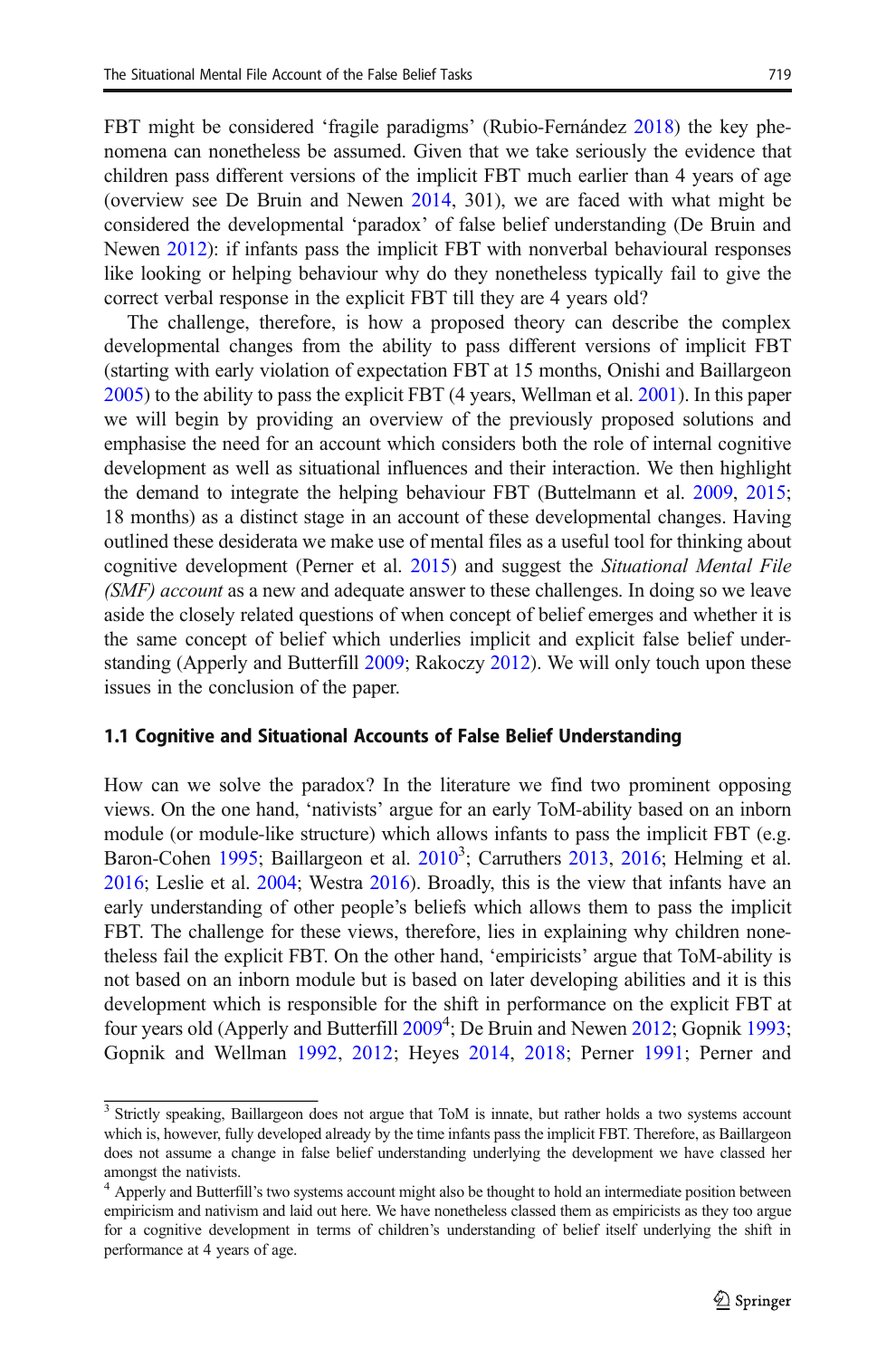FBT might be considered 'fragile paradigms' (Rubio-Fernández 2018) the key phenomena can nonetheless be assumed. Given that we take seriously the evidence that children pass different versions of the implicit FBT much earlier than 4 years of age (overview see De Bruin and Newen 2014, 301), we are faced with what might be considered the developmental 'paradox' of false belief understanding (De Bruin and Newen 2012): if infants pass the implicit FBT with nonverbal behavioural responses like looking or helping behaviour why do they nonetheless typically fail to give the correct verbal response in the explicit FBT till they are 4 years old?

The challenge, therefore, is how a proposed theory can describe the complex developmental changes from the ability to pass different versions of implicit FBT (starting with early violation of expectation FBT at 15 months, Onishi and Baillargeon 2005) to the ability to pass the explicit FBT (4 years, Wellman et al. 2001). In this paper we will begin by providing an overview of the previously proposed solutions and emphasise the need for an account which considers both the role of internal cognitive development as well as situational influences and their interaction. We then highlight the demand to integrate the helping behaviour FBT (Buttelmann et al. 2009, 2015; 18 months) as a distinct stage in an account of these developmental changes. Having outlined these desiderata we make use of mental files as a useful tool for thinking about cognitive development (Perner et al. 2015) and suggest the *Situational Mental File (SMF) account* as a new and adequate answer to these challenges. In doing so we leave aside the closely related questions of when concept of belief emerges and whether it is the same concept of belief which underlies implicit and explicit false belief understanding (Apperly and Butterfill 2009; Rakoczy 2012). We will only touch upon these issues in the conclusion of the paper.

### 1.1 Cognitive and Situational Accounts of False Belief Understanding

How can we solve the paradox? In the literature we find two prominent opposing views. On the one hand, 'nativists' argue for an early ToM-ability based on an inborn module (or module-like structure) which allows infants to pass the implicit FBT (e.g. Baron-Cohen 1995; Baillargeon et al. 2010[3]; Carruthers 2013, 2016; Helming et al. 2016; Leslie et al. 2004; Westra 2016). Broadly, this is the view that infants have an early understanding of other people's beliefs which allows them to pass the implicit FBT. The challenge for these views, therefore, lies in explaining why children nonetheless fail the explicit FBT. On the other hand, 'empiricists' argue that ToM-ability is not based on an inborn module but is based on later developing abilities and it is this development which is responsible for the shift in performance on the explicit FBT at four years old (Apperly and Butterfill 2009[4]; De Bruin and Newen 2012; Gopnik 1993; Gopnik and Wellman 1992, 2012; Heyes 2014, 2018; Perner 1991; Perner and

---

[3] Strictly speaking, Baillargeon does not argue that ToM is innate, but rather holds a two systems account which is, however, fully developed already by the time infants pass the implicit FBT. Therefore, as Baillargeon does not assume a change in false belief understanding underlying the development we have classed her amongst the nativists.

[4] Apperly and Butterfill's two systems account might also be thought to hold an intermediate position between empiricism and nativism and laid out here. We have nonetheless classed them as empiricists as they too argue for a cognitive development in terms of children's understanding of belief itself underlying the shift in performance at 4 years of age.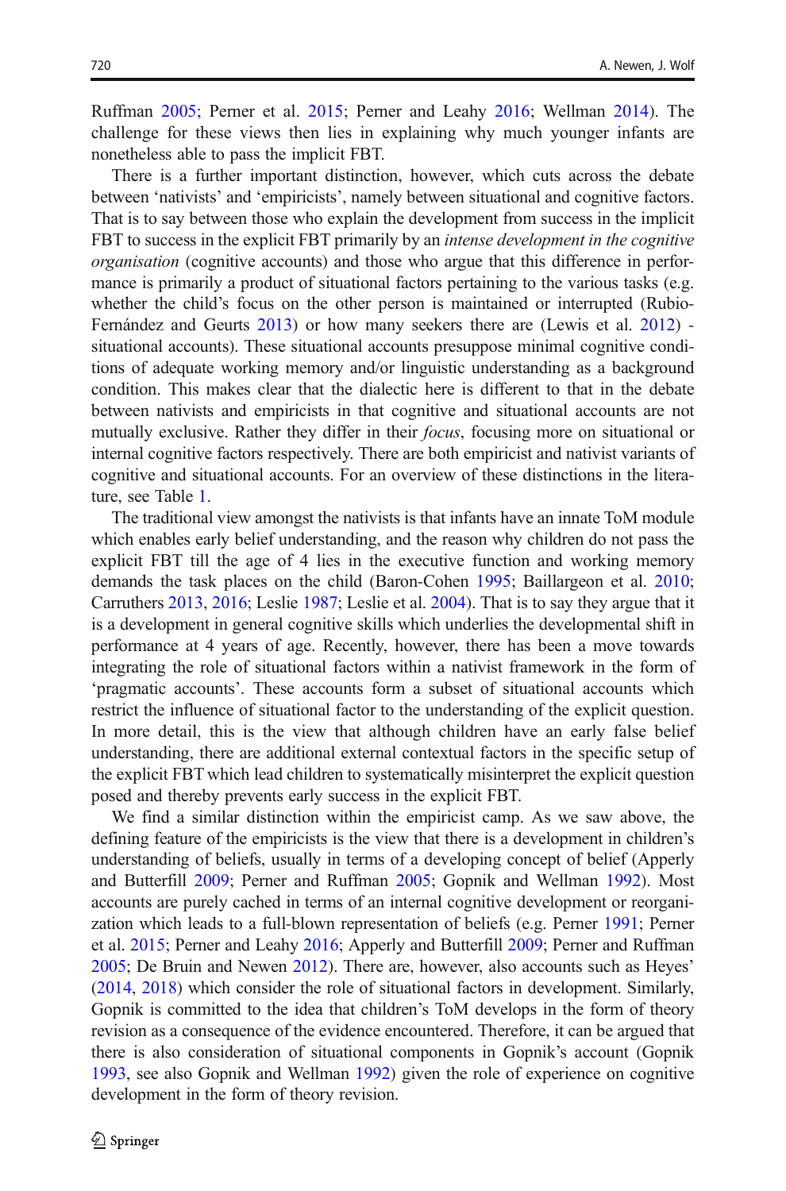Ruffman 2005; Perner et al. 2015; Perner and Leahy 2016; Wellman 2014). The challenge for these views then lies in explaining why much younger infants are nonetheless able to pass the implicit FBT.

There is a further important distinction, however, which cuts across the debate between 'nativists' and 'empiricists', namely between situational and cognitive factors. That is to say between those who explain the development from success in the implicit FBT to success in the explicit FBT primarily by an *intense development in the cognitive organisation* (cognitive accounts) and those who argue that this difference in performance is primarily a product of situational factors pertaining to the various tasks (e.g. whether the child's focus on the other person is maintained or interrupted (Rubio-Fernández and Geurts 2013) or how many seekers there are (Lewis et al. 2012) - situational accounts). These situational accounts presuppose minimal cognitive conditions of adequate working memory and/or linguistic understanding as a background condition. This makes clear that the dialectic here is different to that in the debate between nativists and empiricists in that cognitive and situational accounts are not mutually exclusive. Rather they differ in their *focus*, focusing more on situational or internal cognitive factors respectively. There are both empiricist and nativist variants of cognitive and situational accounts. For an overview of these distinctions in the literature, see Table 1.

The traditional view amongst the nativists is that infants have an innate ToM module which enables early belief understanding, and the reason why children do not pass the explicit FBT till the age of 4 lies in the executive function and working memory demands the task places on the child (Baron-Cohen 1995; Baillargeon et al. 2010; Carruthers 2013, 2016; Leslie 1987; Leslie et al. 2004). That is to say they argue that it is a development in general cognitive skills which underlies the developmental shift in performance at 4 years of age. Recently, however, there has been a move towards integrating the role of situational factors within a nativist framework in the form of 'pragmatic accounts'. These accounts form a subset of situational accounts which restrict the influence of situational factor to the understanding of the explicit question. In more detail, this is the view that although children have an early false belief understanding, there are additional external contextual factors in the specific setup of the explicit FBT which lead children to systematically misinterpret the explicit question posed and thereby prevents early success in the explicit FBT.

We find a similar distinction within the empiricist camp. As we saw above, the defining feature of the empiricists is the view that there is a development in children's understanding of beliefs, usually in terms of a developing concept of belief (Apperly and Butterfill 2009; Perner and Ruffman 2005; Gopnik and Wellman 1992). Most accounts are purely cached in terms of an internal cognitive development or reorganization which leads to a full-blown representation of beliefs (e.g. Perner 1991; Perner et al. 2015; Perner and Leahy 2016; Apperly and Butterfill 2009; Perner and Ruffman 2005; De Bruin and Newen 2012). There are, however, also accounts such as Heyes' (2014, 2018) which consider the role of situational factors in development. Similarly, Gopnik is committed to the idea that children's ToM develops in the form of theory revision as a consequence of the evidence encountered. Therefore, it can be argued that there is also consideration of situational components in Gopnik's account (Gopnik 1993, see also Gopnik and Wellman 1992) given the role of experience on cognitive development in the form of theory revision.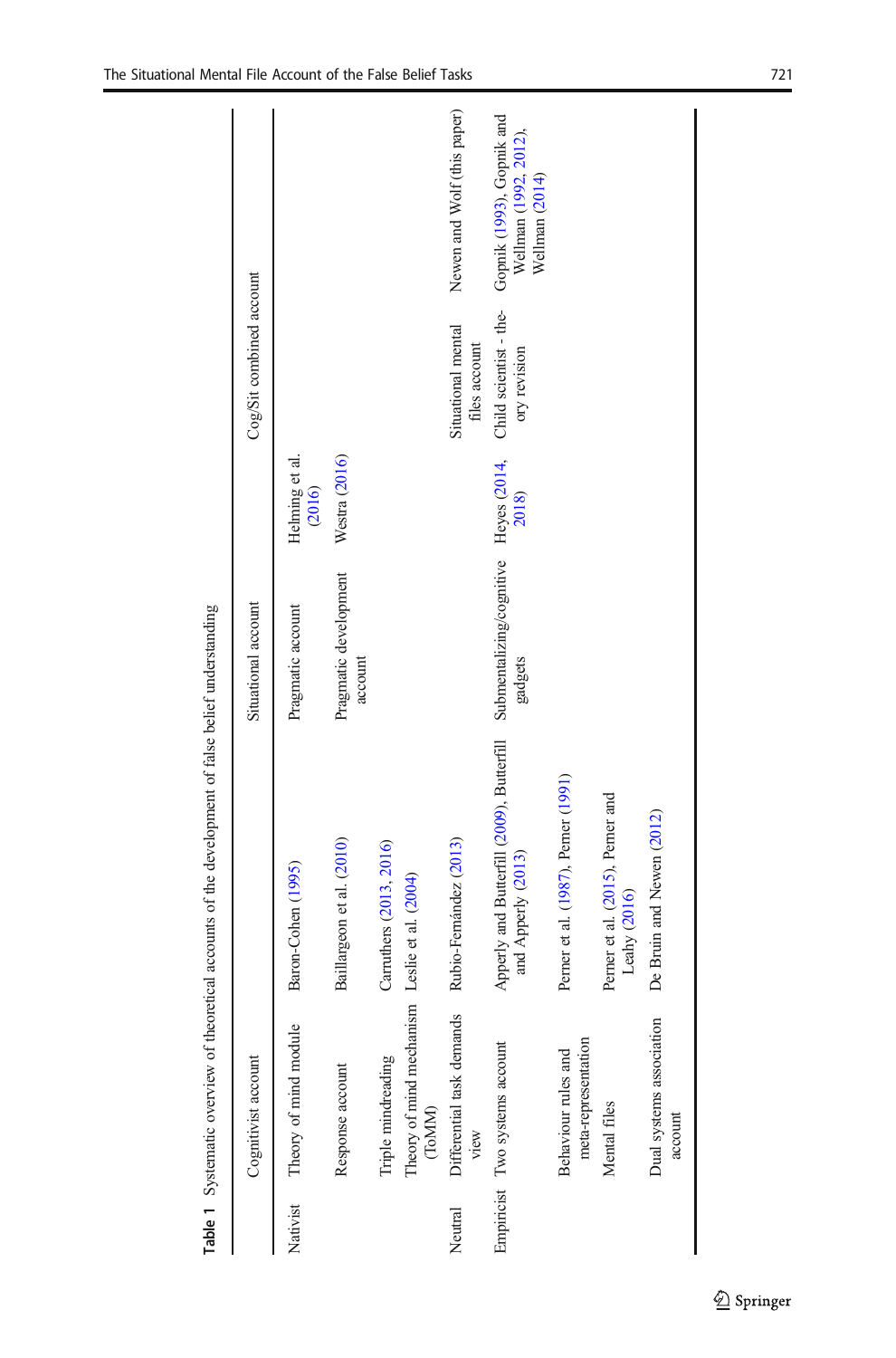**Table 1** Systematic overview of theoretical accounts of the development of false belief understanding

| | Cognitivist account | | Situational account | | Cog/Sit combined account | |
|---|---|---|---|---|---|---|
| Nativist | Theory of mind module | Baron-Cohen (1995) | Pragmatic account | Helming et al. (2016) | | |
| | Response account | Baillargeon et al. (2010) | Pragmatic development account | Westra (2016) | | |
| | Triple mindreading | Carruthers (2013, 2016) | | | | |
| | Theory of mind mechanism (ToMM) | Leslie et al. (2004) | | | | |
| Neutral | Differential task demands view | Rubio-Fernández (2013) | | | Situational mental files account | Newen and Wolf (this paper) |
| Empiricist | Two systems account | Apperly and Butterfill (2009), Butterfill and Apperly (2013) | Submentalizing/cognitive gadgets | Heyes (2014, 2018) | Child scientist - theory revision | Gopnik (1993), Gopnik and Wellman (1992, 2012), Wellman (2014) |
| | Behaviour rules and meta-representation | Perner et al. (1987), Perner (1991) | | | | |
| | Mental files | Perner et al. (2015), Perner and Leahy (2016) | | | | |
| | Dual systems association account | De Bruin and Newen (2012) | | | | |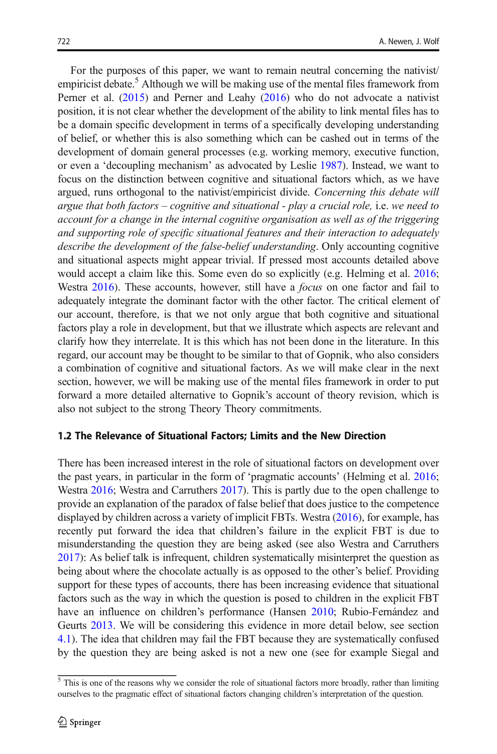For the purposes of this paper, we want to remain neutral concerning the nativist/empiricist debate.[5] Although we will be making use of the mental files framework from Perner et al. (2015) and Perner and Leahy (2016) who do not advocate a nativist position, it is not clear whether the development of the ability to link mental files has to be a domain specific development in terms of a specifically developing understanding of belief, or whether this is also something which can be cashed out in terms of the development of domain general processes (e.g. working memory, executive function, or even a 'decoupling mechanism' as advocated by Leslie 1987). Instead, we want to focus on the distinction between cognitive and situational factors which, as we have argued, runs orthogonal to the nativist/empiricist divide. *Concerning this debate will argue that both factors – cognitive and situational - play a crucial role,* i.e. *we need to account for a change in the internal cognitive organisation as well as of the triggering and supporting role of specific situational features and their interaction to adequately describe the development of the false-belief understanding*. Only accounting cognitive and situational aspects might appear trivial. If pressed most accounts detailed above would accept a claim like this. Some even do so explicitly (e.g. Helming et al. 2016; Westra 2016). These accounts, however, still have a *focus* on one factor and fail to adequately integrate the dominant factor with the other factor. The critical element of our account, therefore, is that we not only argue that both cognitive and situational factors play a role in development, but that we illustrate which aspects are relevant and clarify how they interrelate. It is this which has not been done in the literature. In this regard, our account may be thought to be similar to that of Gopnik, who also considers a combination of cognitive and situational factors. As we will make clear in the next section, however, we will be making use of the mental files framework in order to put forward a more detailed alternative to Gopnik's account of theory revision, which is also not subject to the strong Theory Theory commitments.

### 1.2 The Relevance of Situational Factors; Limits and the New Direction

There has been increased interest in the role of situational factors on development over the past years, in particular in the form of 'pragmatic accounts' (Helming et al. 2016; Westra 2016; Westra and Carruthers 2017). This is partly due to the open challenge to provide an explanation of the paradox of false belief that does justice to the competence displayed by children across a variety of implicit FBTs. Westra (2016), for example, has recently put forward the idea that children's failure in the explicit FBT is due to misunderstanding the question they are being asked (see also Westra and Carruthers 2017): As belief talk is infrequent, children systematically misinterpret the question as being about where the chocolate actually is as opposed to the other's belief. Providing support for these types of accounts, there has been increasing evidence that situational factors such as the way in which the question is posed to children in the explicit FBT have an influence on children's performance (Hansen 2010; Rubio-Fernández and Geurts 2013. We will be considering this evidence in more detail below, see section 4.1). The idea that children may fail the FBT because they are systematically confused by the question they are being asked is not a new one (see for example Siegal and

[5] This is one of the reasons why we consider the role of situational factors more broadly, rather than limiting ourselves to the pragmatic effect of situational factors changing children's interpretation of the question.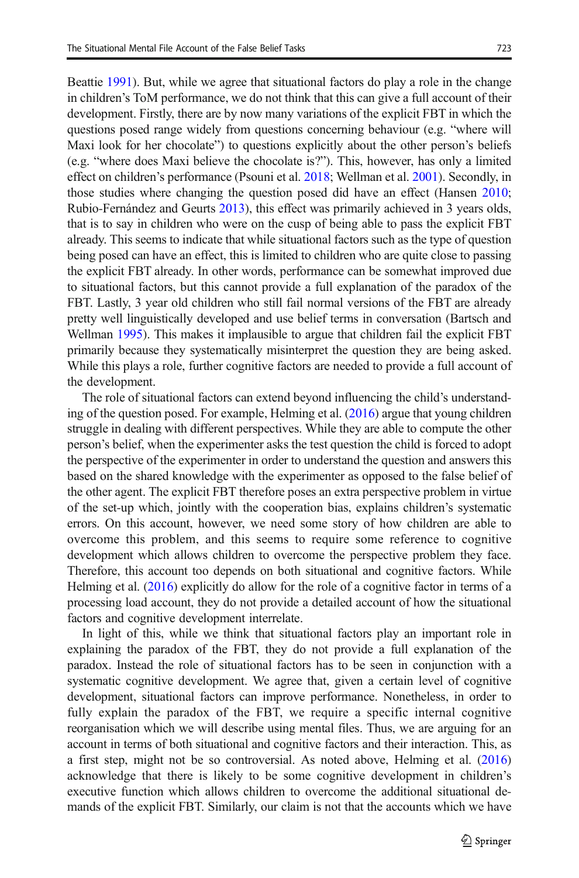Beattie 1991). But, while we agree that situational factors do play a role in the change in children's ToM performance, we do not think that this can give a full account of their development. Firstly, there are by now many variations of the explicit FBT in which the questions posed range widely from questions concerning behaviour (e.g. "where will Maxi look for her chocolate") to questions explicitly about the other person's beliefs (e.g. "where does Maxi believe the chocolate is?"). This, however, has only a limited effect on children's performance (Psouni et al. 2018; Wellman et al. 2001). Secondly, in those studies where changing the question posed did have an effect (Hansen 2010; Rubio-Fernández and Geurts 2013), this effect was primarily achieved in 3 years olds, that is to say in children who were on the cusp of being able to pass the explicit FBT already. This seems to indicate that while situational factors such as the type of question being posed can have an effect, this is limited to children who are quite close to passing the explicit FBT already. In other words, performance can be somewhat improved due to situational factors, but this cannot provide a full explanation of the paradox of the FBT. Lastly, 3 year old children who still fail normal versions of the FBT are already pretty well linguistically developed and use belief terms in conversation (Bartsch and Wellman 1995). This makes it implausible to argue that children fail the explicit FBT primarily because they systematically misinterpret the question they are being asked. While this plays a role, further cognitive factors are needed to provide a full account of the development.

The role of situational factors can extend beyond influencing the child's understanding of the question posed. For example, Helming et al. (2016) argue that young children struggle in dealing with different perspectives. While they are able to compute the other person's belief, when the experimenter asks the test question the child is forced to adopt the perspective of the experimenter in order to understand the question and answers this based on the shared knowledge with the experimenter as opposed to the false belief of the other agent. The explicit FBT therefore poses an extra perspective problem in virtue of the set-up which, jointly with the cooperation bias, explains children's systematic errors. On this account, however, we need some story of how children are able to overcome this problem, and this seems to require some reference to cognitive development which allows children to overcome the perspective problem they face. Therefore, this account too depends on both situational and cognitive factors. While Helming et al. (2016) explicitly do allow for the role of a cognitive factor in terms of a processing load account, they do not provide a detailed account of how the situational factors and cognitive development interrelate.

In light of this, while we think that situational factors play an important role in explaining the paradox of the FBT, they do not provide a full explanation of the paradox. Instead the role of situational factors has to be seen in conjunction with a systematic cognitive development. We agree that, given a certain level of cognitive development, situational factors can improve performance. Nonetheless, in order to fully explain the paradox of the FBT, we require a specific internal cognitive reorganisation which we will describe using mental files. Thus, we are arguing for an account in terms of both situational and cognitive factors and their interaction. This, as a first step, might not be so controversial. As noted above, Helming et al. (2016) acknowledge that there is likely to be some cognitive development in children's executive function which allows children to overcome the additional situational demands of the explicit FBT. Similarly, our claim is not that the accounts which we have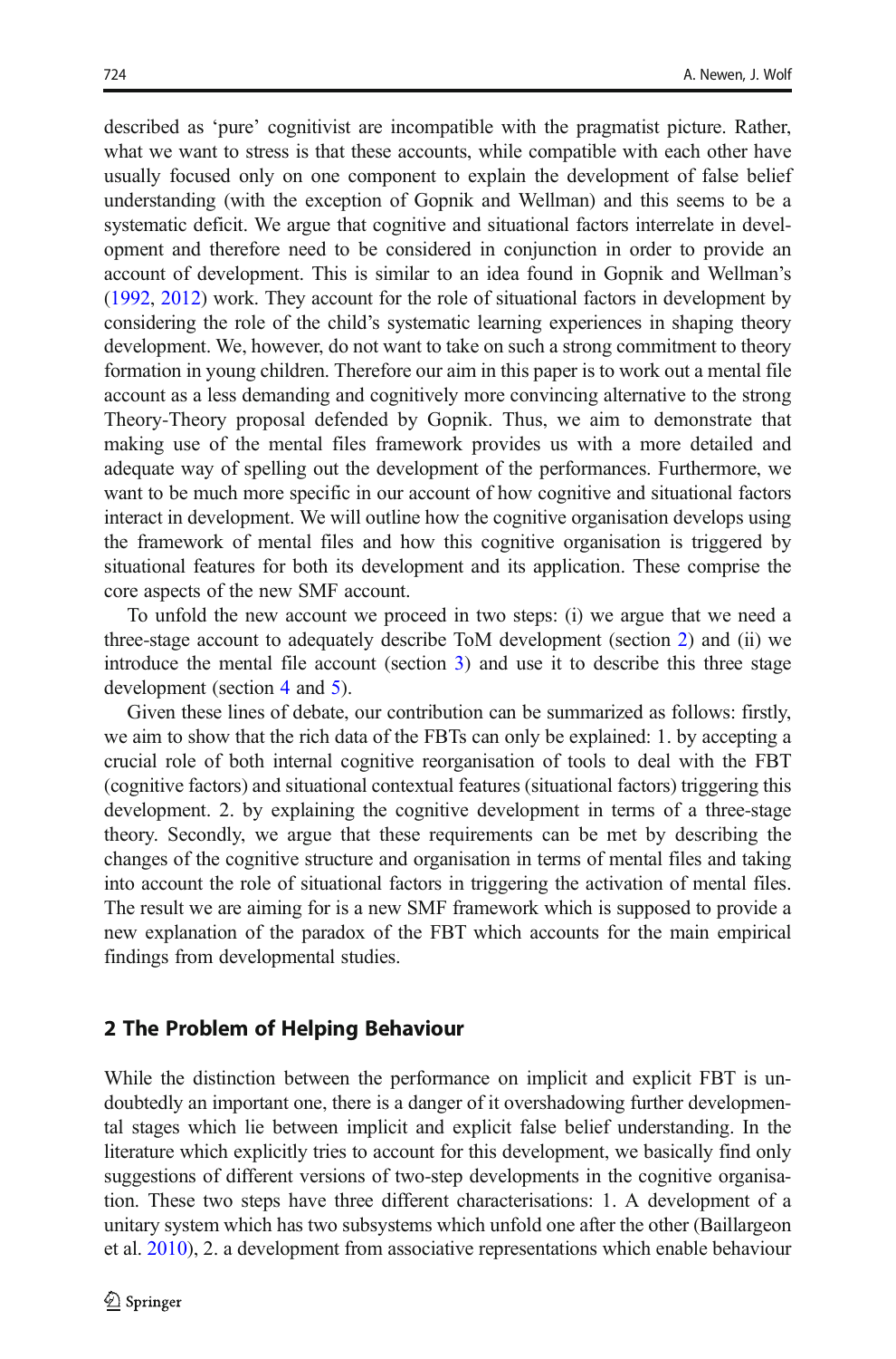described as 'pure' cognitivist are incompatible with the pragmatist picture. Rather, what we want to stress is that these accounts, while compatible with each other have usually focused only on one component to explain the development of false belief understanding (with the exception of Gopnik and Wellman) and this seems to be a systematic deficit. We argue that cognitive and situational factors interrelate in development and therefore need to be considered in conjunction in order to provide an account of development. This is similar to an idea found in Gopnik and Wellman's (1992, 2012) work. They account for the role of situational factors in development by considering the role of the child's systematic learning experiences in shaping theory development. We, however, do not want to take on such a strong commitment to theory formation in young children. Therefore our aim in this paper is to work out a mental file account as a less demanding and cognitively more convincing alternative to the strong Theory-Theory proposal defended by Gopnik. Thus, we aim to demonstrate that making use of the mental files framework provides us with a more detailed and adequate way of spelling out the development of the performances. Furthermore, we want to be much more specific in our account of how cognitive and situational factors interact in development. We will outline how the cognitive organisation develops using the framework of mental files and how this cognitive organisation is triggered by situational features for both its development and its application. These comprise the core aspects of the new SMF account.

To unfold the new account we proceed in two steps: (i) we argue that we need a three-stage account to adequately describe ToM development (section 2) and (ii) we introduce the mental file account (section 3) and use it to describe this three stage development (section 4 and 5).

Given these lines of debate, our contribution can be summarized as follows: firstly, we aim to show that the rich data of the FBTs can only be explained: 1. by accepting a crucial role of both internal cognitive reorganisation of tools to deal with the FBT (cognitive factors) and situational contextual features (situational factors) triggering this development. 2. by explaining the cognitive development in terms of a three-stage theory. Secondly, we argue that these requirements can be met by describing the changes of the cognitive structure and organisation in terms of mental files and taking into account the role of situational factors in triggering the activation of mental files. The result we are aiming for is a new SMF framework which is supposed to provide a new explanation of the paradox of the FBT which accounts for the main empirical findings from developmental studies.

## 2 The Problem of Helping Behaviour

While the distinction between the performance on implicit and explicit FBT is undoubtedly an important one, there is a danger of it overshadowing further developmental stages which lie between implicit and explicit false belief understanding. In the literature which explicitly tries to account for this development, we basically find only suggestions of different versions of two-step developments in the cognitive organisation. These two steps have three different characterisations: 1. A development of a unitary system which has two subsystems which unfold one after the other (Baillargeon et al. 2010), 2. a development from associative representations which enable behaviour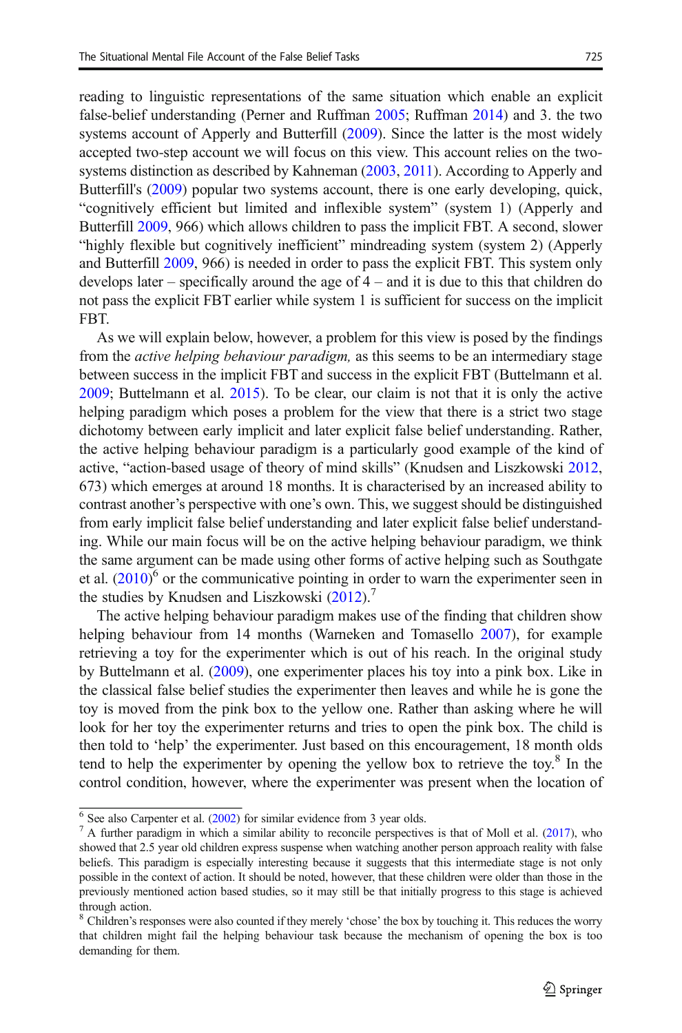reading to linguistic representations of the same situation which enable an explicit false-belief understanding (Perner and Ruffman 2005; Ruffman 2014) and 3. the two systems account of Apperly and Butterfill (2009). Since the latter is the most widely accepted two-step account we will focus on this view. This account relies on the two-systems distinction as described by Kahneman (2003, 2011). According to Apperly and Butterfill's (2009) popular two systems account, there is one early developing, quick, "cognitively efficient but limited and inflexible system" (system 1) (Apperly and Butterfill 2009, 966) which allows children to pass the implicit FBT. A second, slower "highly flexible but cognitively inefficient" mindreading system (system 2) (Apperly and Butterfill 2009, 966) is needed in order to pass the explicit FBT. This system only develops later – specifically around the age of 4 – and it is due to this that children do not pass the explicit FBT earlier while system 1 is sufficient for success on the implicit FBT.

As we will explain below, however, a problem for this view is posed by the findings from the *active helping behaviour paradigm,* as this seems to be an intermediary stage between success in the implicit FBT and success in the explicit FBT (Buttelmann et al. 2009; Buttelmann et al. 2015). To be clear, our claim is not that it is only the active helping paradigm which poses a problem for the view that there is a strict two stage dichotomy between early implicit and later explicit false belief understanding. Rather, the active helping behaviour paradigm is a particularly good example of the kind of active, "action-based usage of theory of mind skills" (Knudsen and Liszkowski 2012, 673) which emerges at around 18 months. It is characterised by an increased ability to contrast another's perspective with one's own. This, we suggest should be distinguished from early implicit false belief understanding and later explicit false belief understanding. While our main focus will be on the active helping behaviour paradigm, we think the same argument can be made using other forms of active helping such as Southgate et al. (2010)[6] or the communicative pointing in order to warn the experimenter seen in the studies by Knudsen and Liszkowski (2012).[7]

The active helping behaviour paradigm makes use of the finding that children show helping behaviour from 14 months (Warneken and Tomasello 2007), for example retrieving a toy for the experimenter which is out of his reach. In the original study by Buttelmann et al. (2009), one experimenter places his toy into a pink box. Like in the classical false belief studies the experimenter then leaves and while he is gone the toy is moved from the pink box to the yellow one. Rather than asking where he will look for her toy the experimenter returns and tries to open the pink box. The child is then told to 'help' the experimenter. Just based on this encouragement, 18 month olds tend to help the experimenter by opening the yellow box to retrieve the toy.[8] In the control condition, however, where the experimenter was present when the location of

[6] See also Carpenter et al. (2002) for similar evidence from 3 year olds.

[7] A further paradigm in which a similar ability to reconcile perspectives is that of Moll et al. (2017), who showed that 2.5 year old children express suspense when watching another person approach reality with false beliefs. This paradigm is especially interesting because it suggests that this intermediate stage is not only possible in the context of action. It should be noted, however, that these children were older than those in the previously mentioned action based studies, so it may still be that initially progress to this stage is achieved through action.

[8] Children's responses were also counted if they merely 'chose' the box by touching it. This reduces the worry that children might fail the helping behaviour task because the mechanism of opening the box is too demanding for them.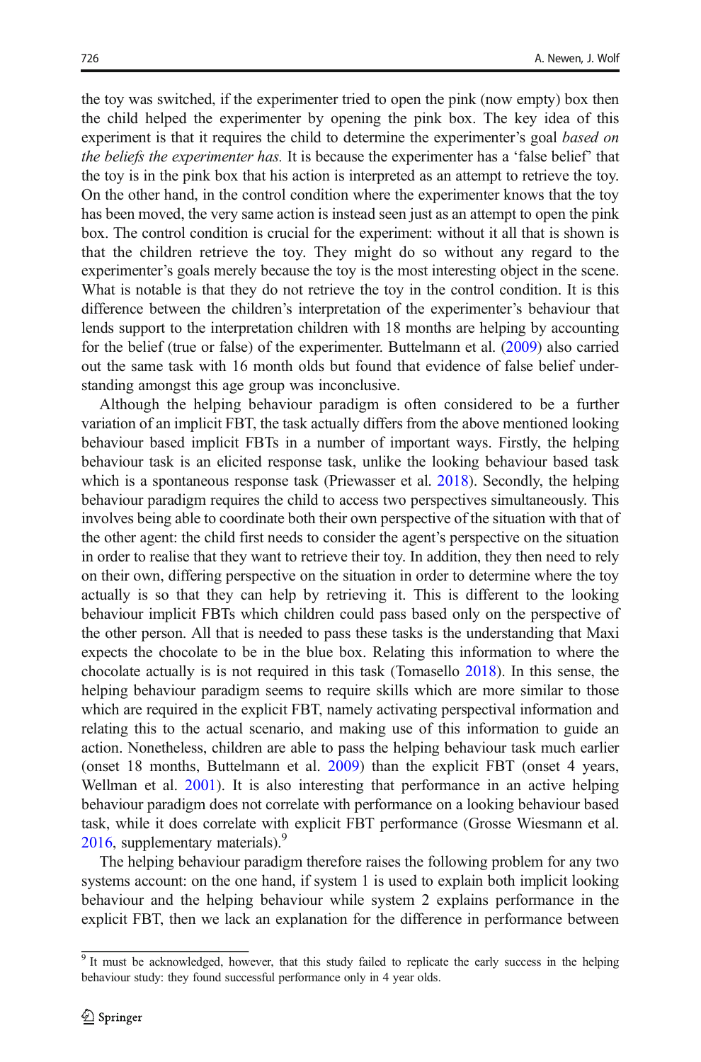the toy was switched, if the experimenter tried to open the pink (now empty) box then the child helped the experimenter by opening the pink box. The key idea of this experiment is that it requires the child to determine the experimenter's goal *based on the beliefs the experimenter has.* It is because the experimenter has a 'false belief' that the toy is in the pink box that his action is interpreted as an attempt to retrieve the toy. On the other hand, in the control condition where the experimenter knows that the toy has been moved, the very same action is instead seen just as an attempt to open the pink box. The control condition is crucial for the experiment: without it all that is shown is that the children retrieve the toy. They might do so without any regard to the experimenter's goals merely because the toy is the most interesting object in the scene. What is notable is that they do not retrieve the toy in the control condition. It is this difference between the children's interpretation of the experimenter's behaviour that lends support to the interpretation children with 18 months are helping by accounting for the belief (true or false) of the experimenter. Buttelmann et al. (2009) also carried out the same task with 16 month olds but found that evidence of false belief understanding amongst this age group was inconclusive.

Although the helping behaviour paradigm is often considered to be a further variation of an implicit FBT, the task actually differs from the above mentioned looking behaviour based implicit FBTs in a number of important ways. Firstly, the helping behaviour task is an elicited response task, unlike the looking behaviour based task which is a spontaneous response task (Priewasser et al. 2018). Secondly, the helping behaviour paradigm requires the child to access two perspectives simultaneously. This involves being able to coordinate both their own perspective of the situation with that of the other agent: the child first needs to consider the agent's perspective on the situation in order to realise that they want to retrieve their toy. In addition, they then need to rely on their own, differing perspective on the situation in order to determine where the toy actually is so that they can help by retrieving it. This is different to the looking behaviour implicit FBTs which children could pass based only on the perspective of the other person. All that is needed to pass these tasks is the understanding that Maxi expects the chocolate to be in the blue box. Relating this information to where the chocolate actually is is not required in this task (Tomasello 2018). In this sense, the helping behaviour paradigm seems to require skills which are more similar to those which are required in the explicit FBT, namely activating perspectival information and relating this to the actual scenario, and making use of this information to guide an action. Nonetheless, children are able to pass the helping behaviour task much earlier (onset 18 months, Buttelmann et al. 2009) than the explicit FBT (onset 4 years, Wellman et al. 2001). It is also interesting that performance in an active helping behaviour paradigm does not correlate with performance on a looking behaviour based task, while it does correlate with explicit FBT performance (Grosse Wiesmann et al. 2016, supplementary materials).[9]

The helping behaviour paradigm therefore raises the following problem for any two systems account: on the one hand, if system 1 is used to explain both implicit looking behaviour and the helping behaviour while system 2 explains performance in the explicit FBT, then we lack an explanation for the difference in performance between

[9] It must be acknowledged, however, that this study failed to replicate the early success in the helping behaviour study: they found successful performance only in 4 year olds.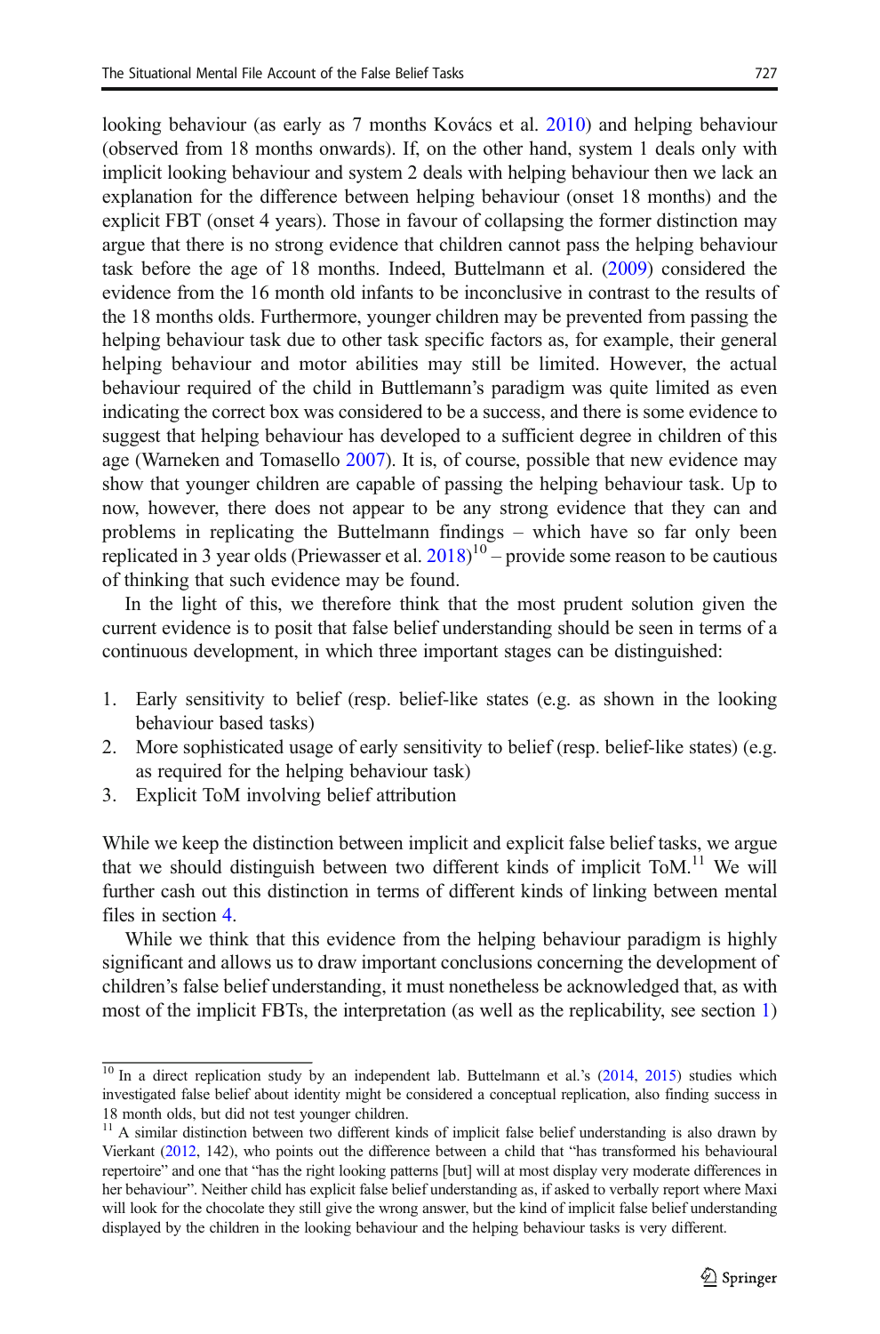looking behaviour (as early as 7 months Kovács et al. 2010) and helping behaviour (observed from 18 months onwards). If, on the other hand, system 1 deals only with implicit looking behaviour and system 2 deals with helping behaviour then we lack an explanation for the difference between helping behaviour (onset 18 months) and the explicit FBT (onset 4 years). Those in favour of collapsing the former distinction may argue that there is no strong evidence that children cannot pass the helping behaviour task before the age of 18 months. Indeed, Buttelmann et al. (2009) considered the evidence from the 16 month old infants to be inconclusive in contrast to the results of the 18 months olds. Furthermore, younger children may be prevented from passing the helping behaviour task due to other task specific factors as, for example, their general helping behaviour and motor abilities may still be limited. However, the actual behaviour required of the child in Buttlemann's paradigm was quite limited as even indicating the correct box was considered to be a success, and there is some evidence to suggest that helping behaviour has developed to a sufficient degree in children of this age (Warneken and Tomasello 2007). It is, of course, possible that new evidence may show that younger children are capable of passing the helping behaviour task. Up to now, however, there does not appear to be any strong evidence that they can and problems in replicating the Buttelmann findings – which have so far only been replicated in 3 year olds (Priewasser et al. 2018)[10] – provide some reason to be cautious of thinking that such evidence may be found.

In the light of this, we therefore think that the most prudent solution given the current evidence is to posit that false belief understanding should be seen in terms of a continuous development, in which three important stages can be distinguished:

1. Early sensitivity to belief (resp. belief-like states (e.g. as shown in the looking behaviour based tasks)
2. More sophisticated usage of early sensitivity to belief (resp. belief-like states) (e.g. as required for the helping behaviour task)
3. Explicit ToM involving belief attribution

While we keep the distinction between implicit and explicit false belief tasks, we argue that we should distinguish between two different kinds of implicit ToM.[11] We will further cash out this distinction in terms of different kinds of linking between mental files in section 4.

While we think that this evidence from the helping behaviour paradigm is highly significant and allows us to draw important conclusions concerning the development of children's false belief understanding, it must nonetheless be acknowledged that, as with most of the implicit FBTs, the interpretation (as well as the replicability, see section 1)

---

[10] In a direct replication study by an independent lab. Buttelmann et al.'s (2014, 2015) studies which investigated false belief about identity might be considered a conceptual replication, also finding success in 18 month olds, but did not test younger children.

[11] A similar distinction between two different kinds of implicit false belief understanding is also drawn by Vierkant (2012, 142), who points out the difference between a child that "has transformed his behavioural repertoire" and one that "has the right looking patterns [but] will at most display very moderate differences in her behaviour". Neither child has explicit false belief understanding as, if asked to verbally report where Maxi will look for the chocolate they still give the wrong answer, but the kind of implicit false belief understanding displayed by the children in the looking behaviour and the helping behaviour tasks is very different.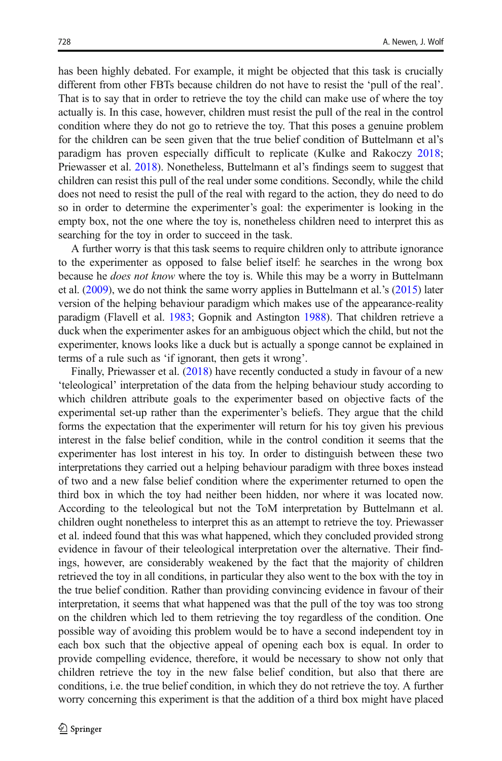has been highly debated. For example, it might be objected that this task is crucially different from other FBTs because children do not have to resist the 'pull of the real'. That is to say that in order to retrieve the toy the child can make use of where the toy actually is. In this case, however, children must resist the pull of the real in the control condition where they do not go to retrieve the toy. That this poses a genuine problem for the children can be seen given that the true belief condition of Buttelmann et al's paradigm has proven especially difficult to replicate (Kulke and Rakoczy 2018; Priewasser et al. 2018). Nonetheless, Buttelmann et al's findings seem to suggest that children can resist this pull of the real under some conditions. Secondly, while the child does not need to resist the pull of the real with regard to the action, they do need to do so in order to determine the experimenter's goal: the experimenter is looking in the empty box, not the one where the toy is, nonetheless children need to interpret this as searching for the toy in order to succeed in the task.

A further worry is that this task seems to require children only to attribute ignorance to the experimenter as opposed to false belief itself: he searches in the wrong box because he *does not know* where the toy is. While this may be a worry in Buttelmann et al. (2009), we do not think the same worry applies in Buttelmann et al.'s (2015) later version of the helping behaviour paradigm which makes use of the appearance-reality paradigm (Flavell et al. 1983; Gopnik and Astington 1988). That children retrieve a duck when the experimenter askes for an ambiguous object which the child, but not the experimenter, knows looks like a duck but is actually a sponge cannot be explained in terms of a rule such as 'if ignorant, then gets it wrong'.

Finally, Priewasser et al. (2018) have recently conducted a study in favour of a new 'teleological' interpretation of the data from the helping behaviour study according to which children attribute goals to the experimenter based on objective facts of the experimental set-up rather than the experimenter's beliefs. They argue that the child forms the expectation that the experimenter will return for his toy given his previous interest in the false belief condition, while in the control condition it seems that the experimenter has lost interest in his toy. In order to distinguish between these two interpretations they carried out a helping behaviour paradigm with three boxes instead of two and a new false belief condition where the experimenter returned to open the third box in which the toy had neither been hidden, nor where it was located now. According to the teleological but not the ToM interpretation by Buttelmann et al. children ought nonetheless to interpret this as an attempt to retrieve the toy. Priewasser et al. indeed found that this was what happened, which they concluded provided strong evidence in favour of their teleological interpretation over the alternative. Their findings, however, are considerably weakened by the fact that the majority of children retrieved the toy in all conditions, in particular they also went to the box with the toy in the true belief condition. Rather than providing convincing evidence in favour of their interpretation, it seems that what happened was that the pull of the toy was too strong on the children which led to them retrieving the toy regardless of the condition. One possible way of avoiding this problem would be to have a second independent toy in each box such that the objective appeal of opening each box is equal. In order to provide compelling evidence, therefore, it would be necessary to show not only that children retrieve the toy in the new false belief condition, but also that there are conditions, i.e. the true belief condition, in which they do not retrieve the toy. A further worry concerning this experiment is that the addition of a third box might have placed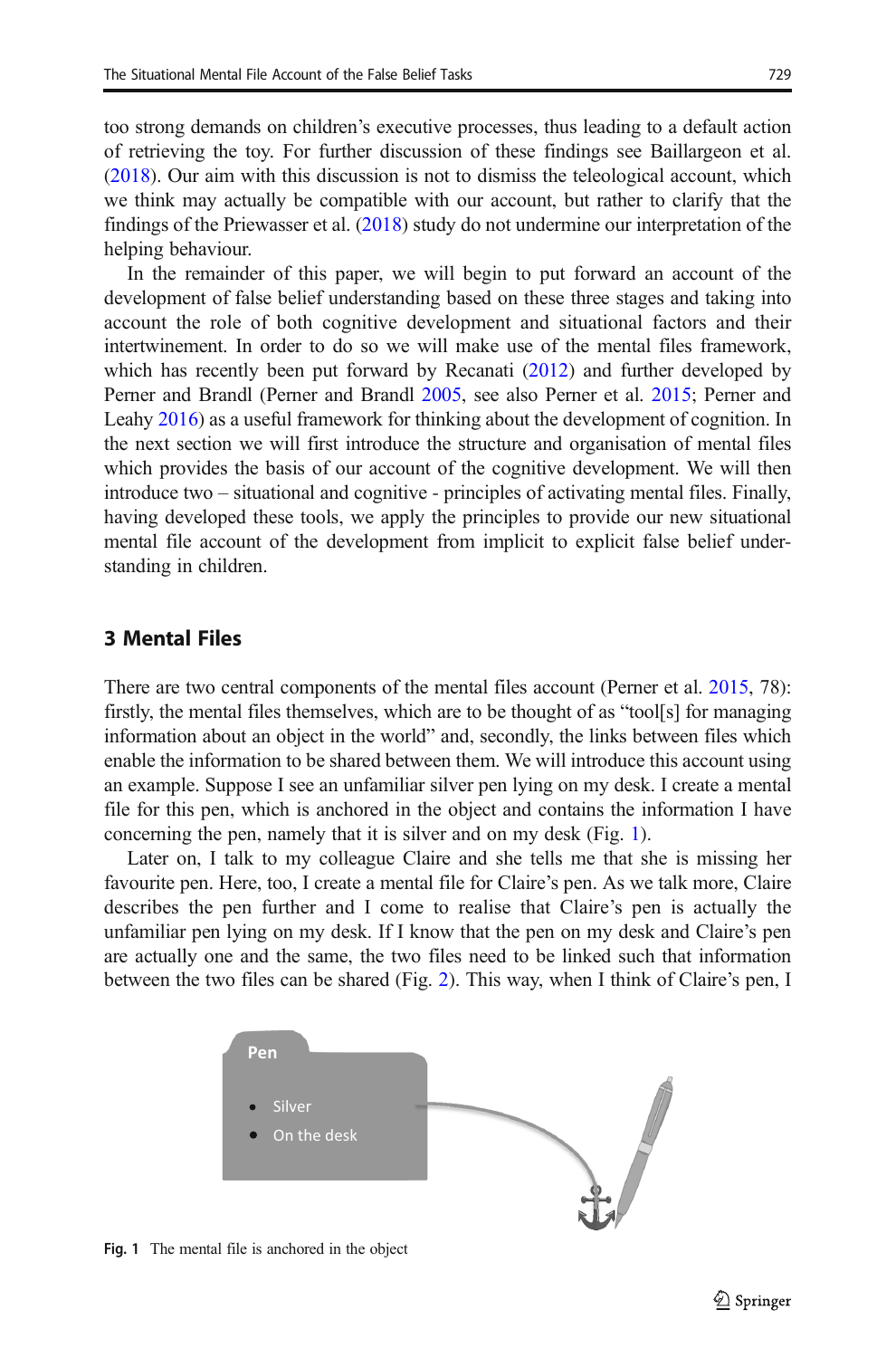too strong demands on children's executive processes, thus leading to a default action of retrieving the toy. For further discussion of these findings see Baillargeon et al. (2018). Our aim with this discussion is not to dismiss the teleological account, which we think may actually be compatible with our account, but rather to clarify that the findings of the Priewasser et al. (2018) study do not undermine our interpretation of the helping behaviour.

In the remainder of this paper, we will begin to put forward an account of the development of false belief understanding based on these three stages and taking into account the role of both cognitive development and situational factors and their intertwinement. In order to do so we will make use of the mental files framework, which has recently been put forward by Recanati (2012) and further developed by Perner and Brandl (Perner and Brandl 2005, see also Perner et al. 2015; Perner and Leahy 2016) as a useful framework for thinking about the development of cognition. In the next section we will first introduce the structure and organisation of mental files which provides the basis of our account of the cognitive development. We will then introduce two – situational and cognitive - principles of activating mental files. Finally, having developed these tools, we apply the principles to provide our new situational mental file account of the development from implicit to explicit false belief understanding in children.

## 3 Mental Files

There are two central components of the mental files account (Perner et al. 2015, 78): firstly, the mental files themselves, which are to be thought of as "tool[s] for managing information about an object in the world" and, secondly, the links between files which enable the information to be shared between them. We will introduce this account using an example. Suppose I see an unfamiliar silver pen lying on my desk. I create a mental file for this pen, which is anchored in the object and contains the information I have concerning the pen, namely that it is silver and on my desk (Fig. 1).

Later on, I talk to my colleague Claire and she tells me that she is missing her favourite pen. Here, too, I create a mental file for Claire's pen. As we talk more, Claire describes the pen further and I come to realise that Claire's pen is actually the unfamiliar pen lying on my desk. If I know that the pen on my desk and Claire's pen are actually one and the same, the two files need to be linked such that information between the two files can be shared (Fig. 2). This way, when I think of Claire's pen, I

Pen

- Silver
- On the desk

**Fig. 1** The mental file is anchored in the object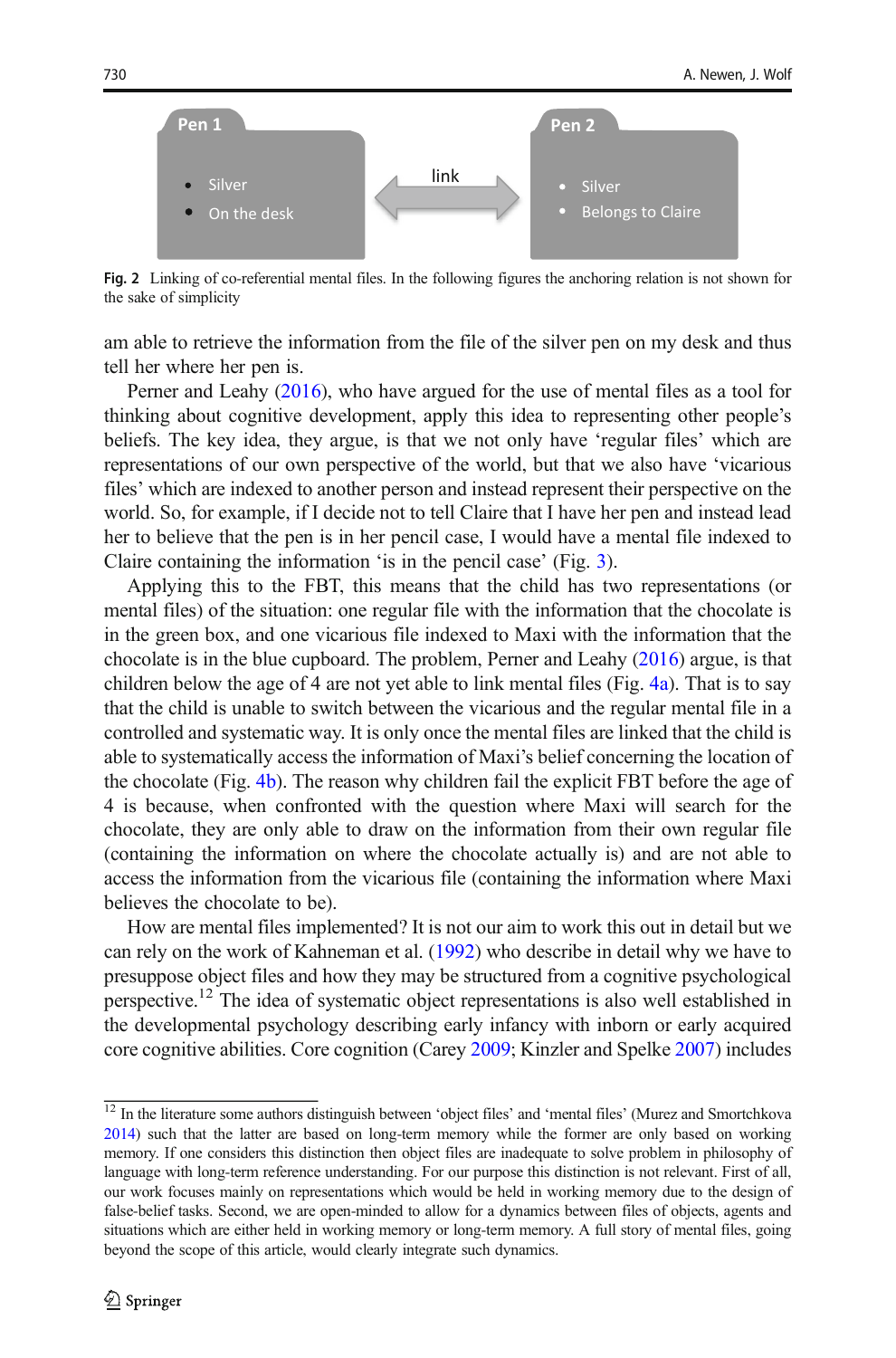Pen 1

- Silver
- On the desk

link

Pen 2

- Silver
- Belongs to Claire

**Fig. 2** Linking of co-referential mental files. In the following figures the anchoring relation is not shown for the sake of simplicity

am able to retrieve the information from the file of the silver pen on my desk and thus tell her where her pen is.

Perner and Leahy (2016), who have argued for the use of mental files as a tool for thinking about cognitive development, apply this idea to representing other people's beliefs. The key idea, they argue, is that we not only have 'regular files' which are representations of our own perspective of the world, but that we also have 'vicarious files' which are indexed to another person and instead represent their perspective on the world. So, for example, if I decide not to tell Claire that I have her pen and instead lead her to believe that the pen is in her pencil case, I would have a mental file indexed to Claire containing the information 'is in the pencil case' (Fig. 3).

Applying this to the FBT, this means that the child has two representations (or mental files) of the situation: one regular file with the information that the chocolate is in the green box, and one vicarious file indexed to Maxi with the information that the chocolate is in the blue cupboard. The problem, Perner and Leahy (2016) argue, is that children below the age of 4 are not yet able to link mental files (Fig. 4a). That is to say that the child is unable to switch between the vicarious and the regular mental file in a controlled and systematic way. It is only once the mental files are linked that the child is able to systematically access the information of Maxi's belief concerning the location of the chocolate (Fig. 4b). The reason why children fail the explicit FBT before the age of 4 is because, when confronted with the question where Maxi will search for the chocolate, they are only able to draw on the information from their own regular file (containing the information on where the chocolate actually is) and are not able to access the information from the vicarious file (containing the information where Maxi believes the chocolate to be).

How are mental files implemented? It is not our aim to work this out in detail but we can rely on the work of Kahneman et al. (1992) who describe in detail why we have to presuppose object files and how they may be structured from a cognitive psychological perspective.[12] The idea of systematic object representations is also well established in the developmental psychology describing early infancy with inborn or early acquired core cognitive abilities. Core cognition (Carey 2009; Kinzler and Spelke 2007) includes

[12] In the literature some authors distinguish between 'object files' and 'mental files' (Murez and Smortchkova 2014) such that the latter are based on long-term memory while the former are only based on working memory. If one considers this distinction then object files are inadequate to solve problem in philosophy of language with long-term reference understanding. For our purpose this distinction is not relevant. First of all, our work focuses mainly on representations which would be held in working memory due to the design of false-belief tasks. Second, we are open-minded to allow for a dynamics between files of objects, agents and situations which are either held in working memory or long-term memory. A full story of mental files, going beyond the scope of this article, would clearly integrate such dynamics.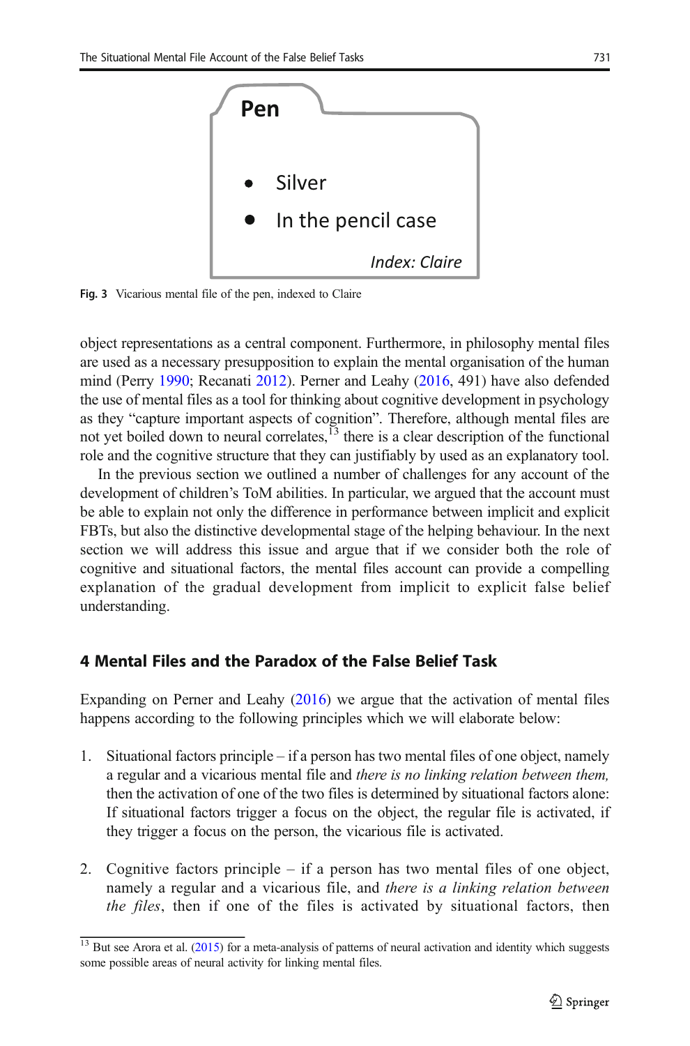Pen

- Silver
- In the pencil case

*Index: Claire*

**Fig. 3** Vicarious mental file of the pen, indexed to Claire

object representations as a central component. Furthermore, in philosophy mental files are used as a necessary presupposition to explain the mental organisation of the human mind (Perry 1990; Recanati 2012). Perner and Leahy (2016, 491) have also defended the use of mental files as a tool for thinking about cognitive development in psychology as they "capture important aspects of cognition". Therefore, although mental files are not yet boiled down to neural correlates,[13] there is a clear description of the functional role and the cognitive structure that they can justifiably by used as an explanatory tool.

In the previous section we outlined a number of challenges for any account of the development of children's ToM abilities. In particular, we argued that the account must be able to explain not only the difference in performance between implicit and explicit FBTs, but also the distinctive developmental stage of the helping behaviour. In the next section we will address this issue and argue that if we consider both the role of cognitive and situational factors, the mental files account can provide a compelling explanation of the gradual development from implicit to explicit false belief understanding.

## 4 Mental Files and the Paradox of the False Belief Task

Expanding on Perner and Leahy (2016) we argue that the activation of mental files happens according to the following principles which we will elaborate below:

1. Situational factors principle – if a person has two mental files of one object, namely a regular and a vicarious mental file and *there is no linking relation between them,* then the activation of one of the two files is determined by situational factors alone: If situational factors trigger a focus on the object, the regular file is activated, if they trigger a focus on the person, the vicarious file is activated.

2. Cognitive factors principle – if a person has two mental files of one object, namely a regular and a vicarious file, and *there is a linking relation between the files*, then if one of the files is activated by situational factors, then

[13] But see Arora et al. (2015) for a meta-analysis of patterns of neural activation and identity which suggests some possible areas of neural activity for linking mental files.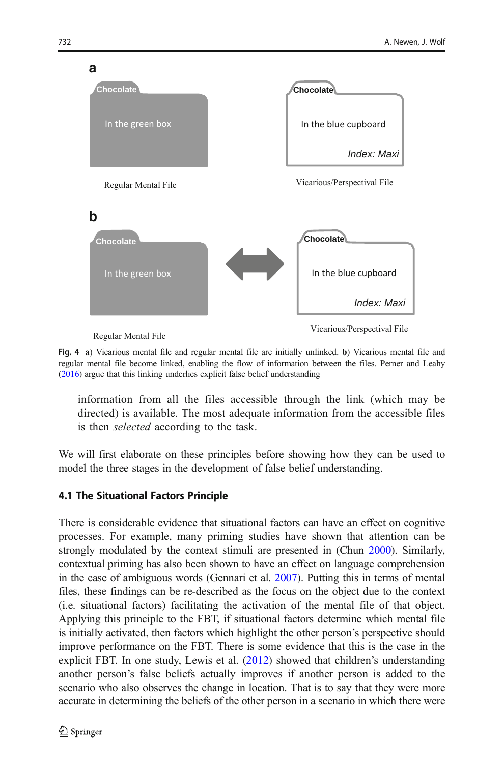**a**

| Chocolate | Chocolate |
|---|---|
| In the green box | In the blue cupboard |
| | *Index: Maxi* |
| Regular Mental File | Vicarious/Perspectival File |

**b**

| Chocolate | ⟷ | Chocolate |
|---|---|---|
| In the green box | | In the blue cupboard |
| | | *Index: Maxi* |
| Regular Mental File | | Vicarious/Perspectival File |

**Fig. 4** **a**) Vicarious mental file and regular mental file are initially unlinked. **b**) Vicarious mental file and regular mental file become linked, enabling the flow of information between the files. Perner and Leahy (2016) argue that this linking underlies explicit false belief understanding

> information from all the files accessible through the link (which may be directed) is available. The most adequate information from the accessible files is then *selected* according to the task.

We will first elaborate on these principles before showing how they can be used to model the three stages in the development of false belief understanding.

### 4.1 The Situational Factors Principle

There is considerable evidence that situational factors can have an effect on cognitive processes. For example, many priming studies have shown that attention can be strongly modulated by the context stimuli are presented in (Chun 2000). Similarly, contextual priming has also been shown to have an effect on language comprehension in the case of ambiguous words (Gennari et al. 2007). Putting this in terms of mental files, these findings can be re-described as the focus on the object due to the context (i.e. situational factors) facilitating the activation of the mental file of that object. Applying this principle to the FBT, if situational factors determine which mental file is initially activated, then factors which highlight the other person's perspective should improve performance on the FBT. There is some evidence that this is the case in the explicit FBT. In one study, Lewis et al. (2012) showed that children's understanding another person's false beliefs actually improves if another person is added to the scenario who also observes the change in location. That is to say that they were more accurate in determining the beliefs of the other person in a scenario in which there were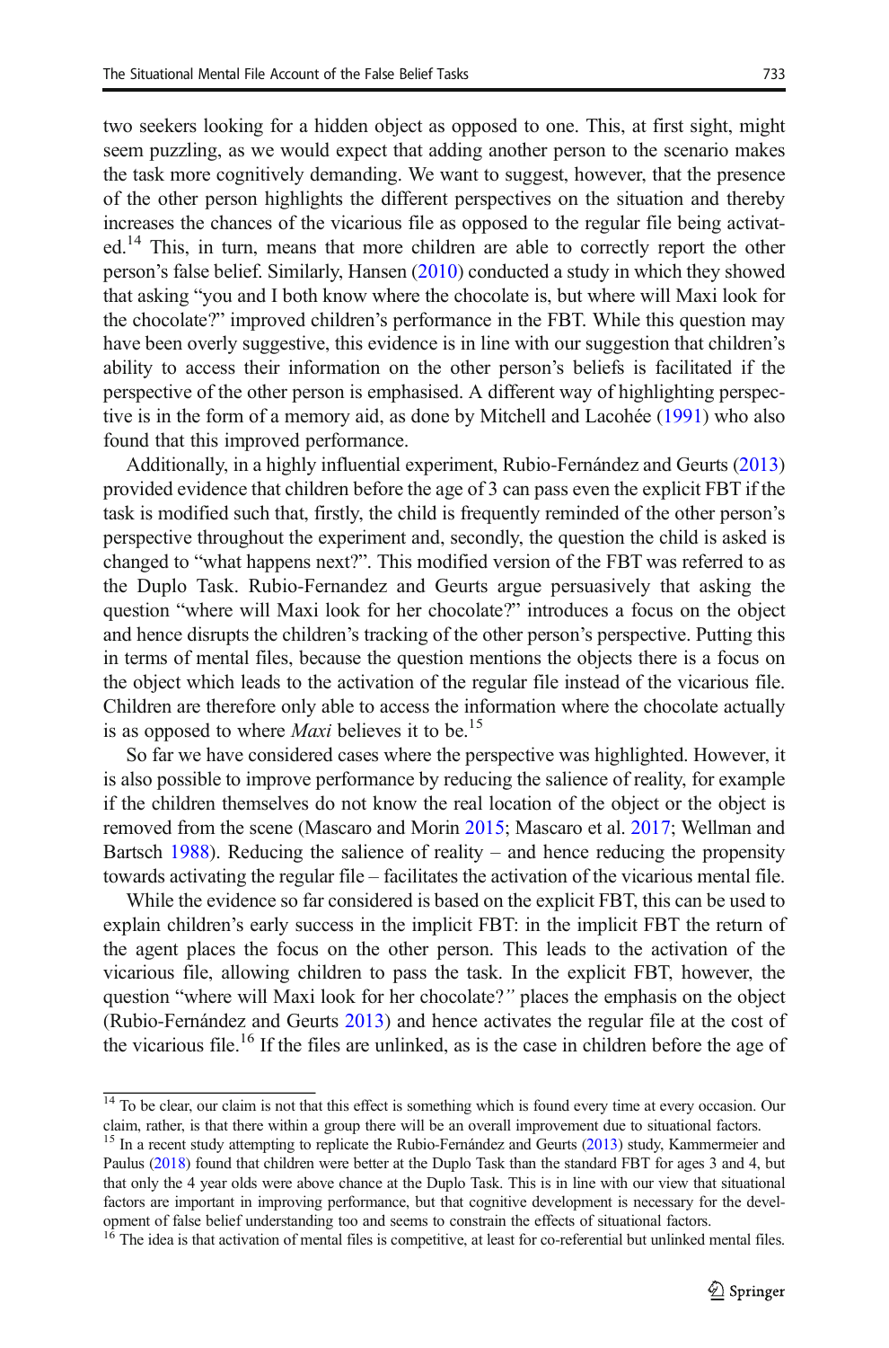two seekers looking for a hidden object as opposed to one. This, at first sight, might seem puzzling, as we would expect that adding another person to the scenario makes the task more cognitively demanding. We want to suggest, however, that the presence of the other person highlights the different perspectives on the situation and thereby increases the chances of the vicarious file as opposed to the regular file being activated.[14] This, in turn, means that more children are able to correctly report the other person's false belief. Similarly, Hansen (2010) conducted a study in which they showed that asking "you and I both know where the chocolate is, but where will Maxi look for the chocolate?" improved children's performance in the FBT. While this question may have been overly suggestive, this evidence is in line with our suggestion that children's ability to access their information on the other person's beliefs is facilitated if the perspective of the other person is emphasised. A different way of highlighting perspective is in the form of a memory aid, as done by Mitchell and Lacohée (1991) who also found that this improved performance.

Additionally, in a highly influential experiment, Rubio-Fernández and Geurts (2013) provided evidence that children before the age of 3 can pass even the explicit FBT if the task is modified such that, firstly, the child is frequently reminded of the other person's perspective throughout the experiment and, secondly, the question the child is asked is changed to "what happens next?". This modified version of the FBT was referred to as the Duplo Task. Rubio-Fernandez and Geurts argue persuasively that asking the question "where will Maxi look for her chocolate?" introduces a focus on the object and hence disrupts the children's tracking of the other person's perspective. Putting this in terms of mental files, because the question mentions the objects there is a focus on the object which leads to the activation of the regular file instead of the vicarious file. Children are therefore only able to access the information where the chocolate actually is as opposed to where *Maxi* believes it to be.[15]

So far we have considered cases where the perspective was highlighted. However, it is also possible to improve performance by reducing the salience of reality, for example if the children themselves do not know the real location of the object or the object is removed from the scene (Mascaro and Morin 2015; Mascaro et al. 2017; Wellman and Bartsch 1988). Reducing the salience of reality – and hence reducing the propensity towards activating the regular file – facilitates the activation of the vicarious mental file.

While the evidence so far considered is based on the explicit FBT, this can be used to explain children's early success in the implicit FBT: in the implicit FBT the return of the agent places the focus on the other person. This leads to the activation of the vicarious file, allowing children to pass the task. In the explicit FBT, however, the question "where will Maxi look for her chocolate?" places the emphasis on the object (Rubio-Fernández and Geurts 2013) and hence activates the regular file at the cost of the vicarious file.[16] If the files are unlinked, as is the case in children before the age of

[14] To be clear, our claim is not that this effect is something which is found every time at every occasion. Our claim, rather, is that there within a group there will be an overall improvement due to situational factors.

[15] In a recent study attempting to replicate the Rubio-Fernández and Geurts (2013) study, Kammermeier and Paulus (2018) found that children were better at the Duplo Task than the standard FBT for ages 3 and 4, but that only the 4 year olds were above chance at the Duplo Task. This is in line with our view that situational factors are important in improving performance, but that cognitive development is necessary for the development of false belief understanding too and seems to constrain the effects of situational factors.

[16] The idea is that activation of mental files is competitive, at least for co-referential but unlinked mental files.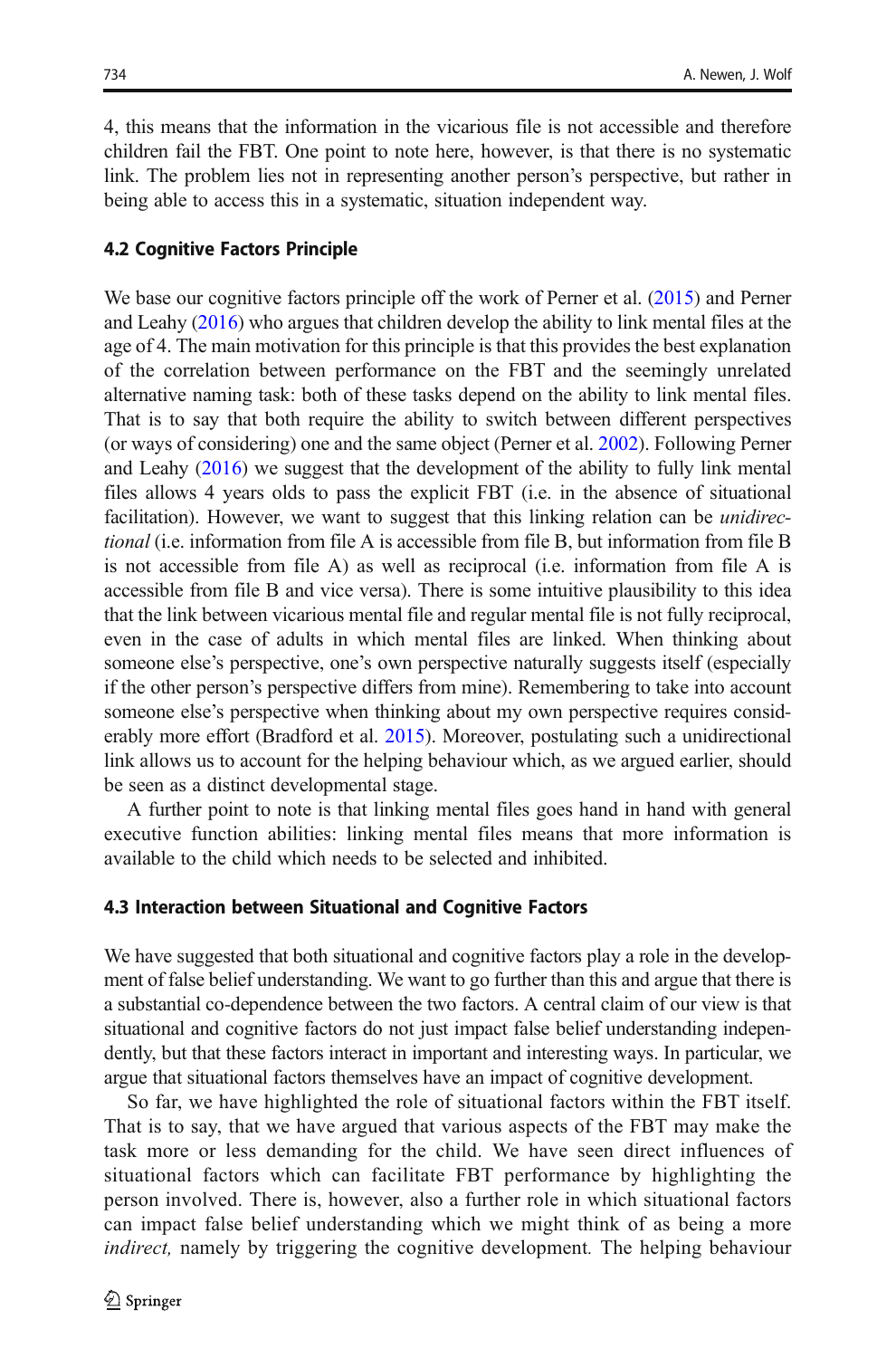4, this means that the information in the vicarious file is not accessible and therefore children fail the FBT. One point to note here, however, is that there is no systematic link. The problem lies not in representing another person's perspective, but rather in being able to access this in a systematic, situation independent way.

### 4.2 Cognitive Factors Principle

We base our cognitive factors principle off the work of Perner et al. (2015) and Perner and Leahy (2016) who argues that children develop the ability to link mental files at the age of 4. The main motivation for this principle is that this provides the best explanation of the correlation between performance on the FBT and the seemingly unrelated alternative naming task: both of these tasks depend on the ability to link mental files. That is to say that both require the ability to switch between different perspectives (or ways of considering) one and the same object (Perner et al. 2002). Following Perner and Leahy (2016) we suggest that the development of the ability to fully link mental files allows 4 years olds to pass the explicit FBT (i.e. in the absence of situational facilitation). However, we want to suggest that this linking relation can be *unidirectional* (i.e. information from file A is accessible from file B, but information from file B is not accessible from file A) as well as reciprocal (i.e. information from file A is accessible from file B and vice versa). There is some intuitive plausibility to this idea that the link between vicarious mental file and regular mental file is not fully reciprocal, even in the case of adults in which mental files are linked. When thinking about someone else's perspective, one's own perspective naturally suggests itself (especially if the other person's perspective differs from mine). Remembering to take into account someone else's perspective when thinking about my own perspective requires considerably more effort (Bradford et al. 2015). Moreover, postulating such a unidirectional link allows us to account for the helping behaviour which, as we argued earlier, should be seen as a distinct developmental stage.

A further point to note is that linking mental files goes hand in hand with general executive function abilities: linking mental files means that more information is available to the child which needs to be selected and inhibited.

### 4.3 Interaction between Situational and Cognitive Factors

We have suggested that both situational and cognitive factors play a role in the development of false belief understanding. We want to go further than this and argue that there is a substantial co-dependence between the two factors. A central claim of our view is that situational and cognitive factors do not just impact false belief understanding independently, but that these factors interact in important and interesting ways. In particular, we argue that situational factors themselves have an impact of cognitive development.

So far, we have highlighted the role of situational factors within the FBT itself. That is to say, that we have argued that various aspects of the FBT may make the task more or less demanding for the child. We have seen direct influences of situational factors which can facilitate FBT performance by highlighting the person involved. There is, however, also a further role in which situational factors can impact false belief understanding which we might think of as being a more *indirect,* namely by triggering the cognitive development*.* The helping behaviour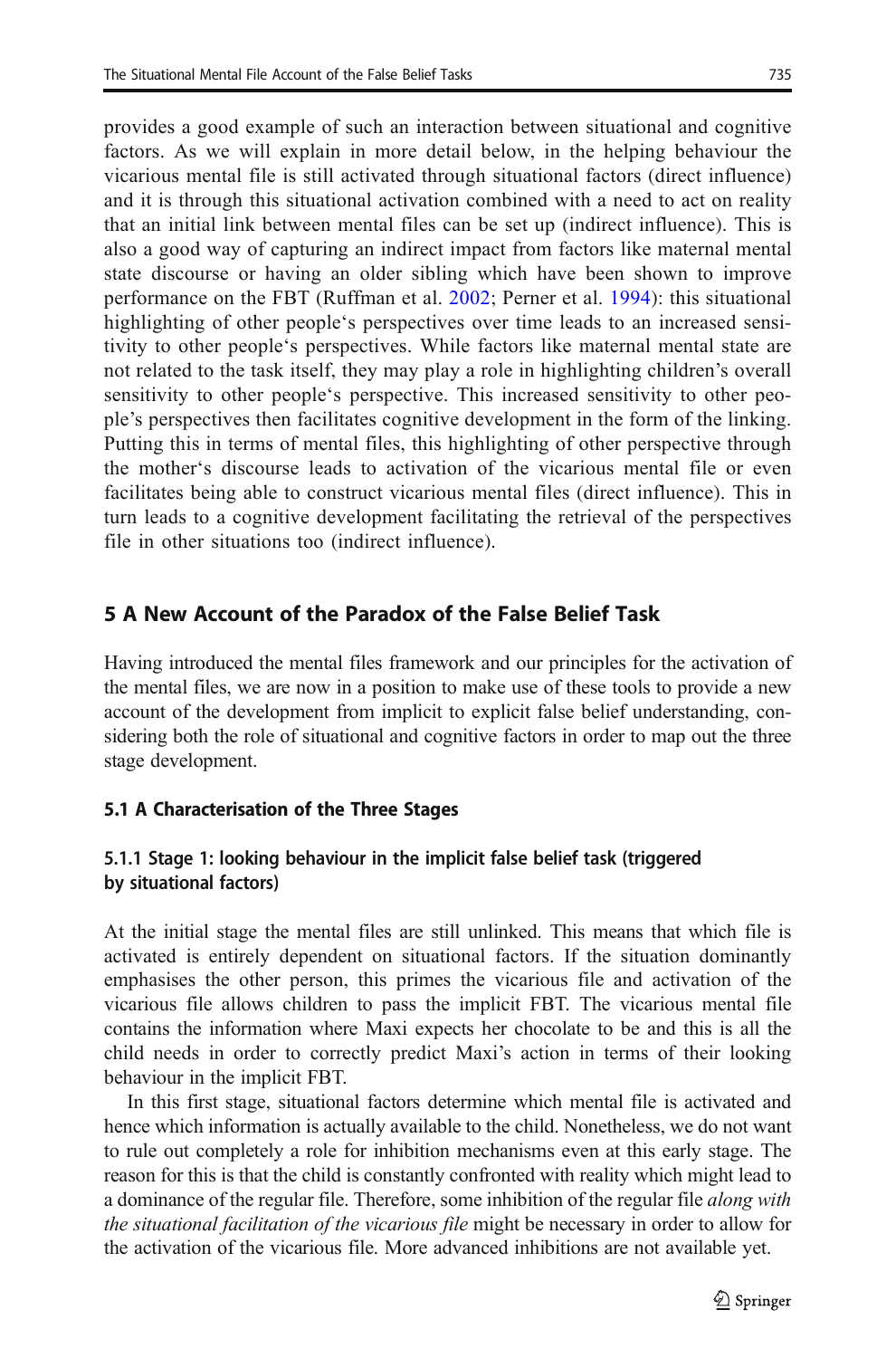provides a good example of such an interaction between situational and cognitive factors. As we will explain in more detail below, in the helping behaviour the vicarious mental file is still activated through situational factors (direct influence) and it is through this situational activation combined with a need to act on reality that an initial link between mental files can be set up (indirect influence). This is also a good way of capturing an indirect impact from factors like maternal mental state discourse or having an older sibling which have been shown to improve performance on the FBT (Ruffman et al. 2002; Perner et al. 1994): this situational highlighting of other people's perspectives over time leads to an increased sensitivity to other people's perspectives. While factors like maternal mental state are not related to the task itself, they may play a role in highlighting children's overall sensitivity to other people's perspective. This increased sensitivity to other people's perspectives then facilitates cognitive development in the form of the linking. Putting this in terms of mental files, this highlighting of other perspective through the mother's discourse leads to activation of the vicarious mental file or even facilitates being able to construct vicarious mental files (direct influence). This in turn leads to a cognitive development facilitating the retrieval of the perspectives file in other situations too (indirect influence).

## 5 A New Account of the Paradox of the False Belief Task

Having introduced the mental files framework and our principles for the activation of the mental files, we are now in a position to make use of these tools to provide a new account of the development from implicit to explicit false belief understanding, considering both the role of situational and cognitive factors in order to map out the three stage development.

### 5.1 A Characterisation of the Three Stages

#### 5.1.1 Stage 1: looking behaviour in the implicit false belief task (triggered by situational factors)

At the initial stage the mental files are still unlinked. This means that which file is activated is entirely dependent on situational factors. If the situation dominantly emphasises the other person, this primes the vicarious file and activation of the vicarious file allows children to pass the implicit FBT. The vicarious mental file contains the information where Maxi expects her chocolate to be and this is all the child needs in order to correctly predict Maxi's action in terms of their looking behaviour in the implicit FBT.

In this first stage, situational factors determine which mental file is activated and hence which information is actually available to the child. Nonetheless, we do not want to rule out completely a role for inhibition mechanisms even at this early stage. The reason for this is that the child is constantly confronted with reality which might lead to a dominance of the regular file. Therefore, some inhibition of the regular file *along with the situational facilitation of the vicarious file* might be necessary in order to allow for the activation of the vicarious file. More advanced inhibitions are not available yet.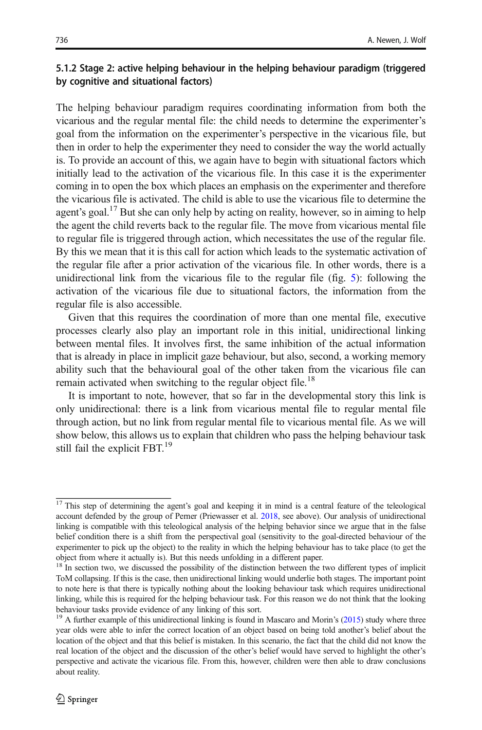### 5.1.2 Stage 2: active helping behaviour in the helping behaviour paradigm (triggered by cognitive and situational factors)

The helping behaviour paradigm requires coordinating information from both the vicarious and the regular mental file: the child needs to determine the experimenter's goal from the information on the experimenter's perspective in the vicarious file, but then in order to help the experimenter they need to consider the way the world actually is. To provide an account of this, we again have to begin with situational factors which initially lead to the activation of the vicarious file. In this case it is the experimenter coming in to open the box which places an emphasis on the experimenter and therefore the vicarious file is activated. The child is able to use the vicarious file to determine the agent's goal.[17] But she can only help by acting on reality, however, so in aiming to help the agent the child reverts back to the regular file. The move from vicarious mental file to regular file is triggered through action, which necessitates the use of the regular file. By this we mean that it is this call for action which leads to the systematic activation of the regular file after a prior activation of the vicarious file. In other words, there is a unidirectional link from the vicarious file to the regular file (fig. 5): following the activation of the vicarious file due to situational factors, the information from the regular file is also accessible.

Given that this requires the coordination of more than one mental file, executive processes clearly also play an important role in this initial, unidirectional linking between mental files. It involves first, the same inhibition of the actual information that is already in place in implicit gaze behaviour, but also, second, a working memory ability such that the behavioural goal of the other taken from the vicarious file can remain activated when switching to the regular object file.[18]

It is important to note, however, that so far in the developmental story this link is only unidirectional: there is a link from vicarious mental file to regular mental file through action, but no link from regular mental file to vicarious mental file. As we will show below, this allows us to explain that children who pass the helping behaviour task still fail the explicit FBT.[19]

---

[17] This step of determining the agent's goal and keeping it in mind is a central feature of the teleological account defended by the group of Perner (Priewasser et al. 2018, see above). Our analysis of unidirectional linking is compatible with this teleological analysis of the helping behavior since we argue that in the false belief condition there is a shift from the perspectival goal (sensitivity to the goal-directed behaviour of the experimenter to pick up the object) to the reality in which the helping behaviour has to take place (to get the object from where it actually is). But this needs unfolding in a different paper.

[18] In section two, we discussed the possibility of the distinction between the two different types of implicit ToM collapsing. If this is the case, then unidirectional linking would underlie both stages. The important point to note here is that there is typically nothing about the looking behaviour task which requires unidirectional linking, while this is required for the helping behaviour task. For this reason we do not think that the looking behaviour tasks provide evidence of any linking of this sort.

[19] A further example of this unidirectional linking is found in Mascaro and Morin's (2015) study where three year olds were able to infer the correct location of an object based on being told another's belief about the location of the object and that this belief is mistaken. In this scenario, the fact that the child did not know the real location of the object and the discussion of the other's belief would have served to highlight the other's perspective and activate the vicarious file. From this, however, children were then able to draw conclusions about reality.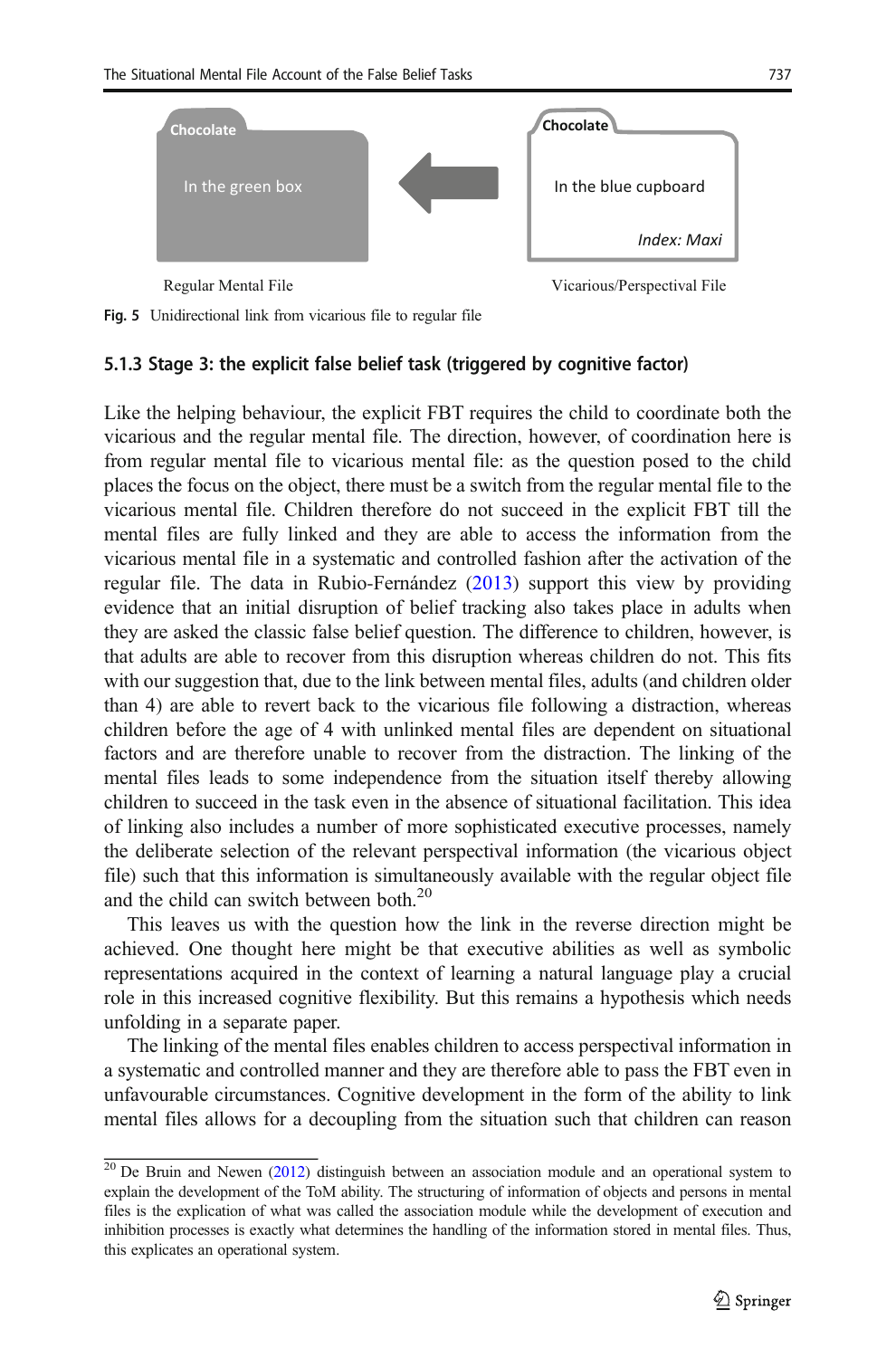Chocolate

In the green box

Chocolate

In the blue cupboard

*Index: Maxi*

Regular Mental File

Vicarious/Perspectival File

**Fig. 5** Unidirectional link from vicarious file to regular file

### 5.1.3 Stage 3: the explicit false belief task (triggered by cognitive factor)

Like the helping behaviour, the explicit FBT requires the child to coordinate both the vicarious and the regular mental file. The direction, however, of coordination here is from regular mental file to vicarious mental file: as the question posed to the child places the focus on the object, there must be a switch from the regular mental file to the vicarious mental file. Children therefore do not succeed in the explicit FBT till the mental files are fully linked and they are able to access the information from the vicarious mental file in a systematic and controlled fashion after the activation of the regular file. The data in Rubio-Fernández (2013) support this view by providing evidence that an initial disruption of belief tracking also takes place in adults when they are asked the classic false belief question. The difference to children, however, is that adults are able to recover from this disruption whereas children do not. This fits with our suggestion that, due to the link between mental files, adults (and children older than 4) are able to revert back to the vicarious file following a distraction, whereas children before the age of 4 with unlinked mental files are dependent on situational factors and are therefore unable to recover from the distraction. The linking of the mental files leads to some independence from the situation itself thereby allowing children to succeed in the task even in the absence of situational facilitation. This idea of linking also includes a number of more sophisticated executive processes, namely the deliberate selection of the relevant perspectival information (the vicarious object file) such that this information is simultaneously available with the regular object file and the child can switch between both.[20]

This leaves us with the question how the link in the reverse direction might be achieved. One thought here might be that executive abilities as well as symbolic representations acquired in the context of learning a natural language play a crucial role in this increased cognitive flexibility. But this remains a hypothesis which needs unfolding in a separate paper.

The linking of the mental files enables children to access perspectival information in a systematic and controlled manner and they are therefore able to pass the FBT even in unfavourable circumstances. Cognitive development in the form of the ability to link mental files allows for a decoupling from the situation such that children can reason

[20] De Bruin and Newen (2012) distinguish between an association module and an operational system to explain the development of the ToM ability. The structuring of information of objects and persons in mental files is the explication of what was called the association module while the development of execution and inhibition processes is exactly what determines the handling of the information stored in mental files. Thus, this explicates an operational system.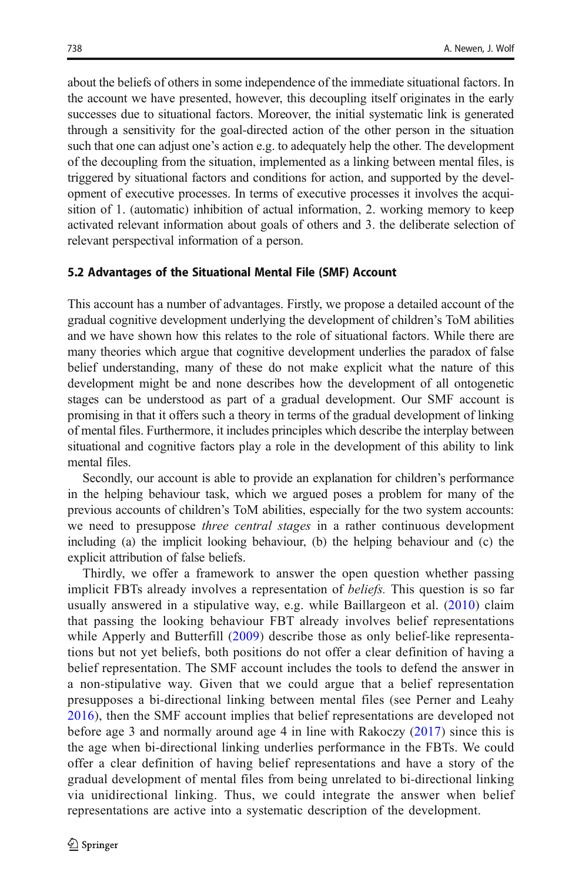about the beliefs of others in some independence of the immediate situational factors. In the account we have presented, however, this decoupling itself originates in the early successes due to situational factors. Moreover, the initial systematic link is generated through a sensitivity for the goal-directed action of the other person in the situation such that one can adjust one's action e.g. to adequately help the other. The development of the decoupling from the situation, implemented as a linking between mental files, is triggered by situational factors and conditions for action, and supported by the development of executive processes. In terms of executive processes it involves the acquisition of 1. (automatic) inhibition of actual information, 2. working memory to keep activated relevant information about goals of others and 3. the deliberate selection of relevant perspectival information of a person.

### 5.2 Advantages of the Situational Mental File (SMF) Account

This account has a number of advantages. Firstly, we propose a detailed account of the gradual cognitive development underlying the development of children's ToM abilities and we have shown how this relates to the role of situational factors. While there are many theories which argue that cognitive development underlies the paradox of false belief understanding, many of these do not make explicit what the nature of this development might be and none describes how the development of all ontogenetic stages can be understood as part of a gradual development. Our SMF account is promising in that it offers such a theory in terms of the gradual development of linking of mental files. Furthermore, it includes principles which describe the interplay between situational and cognitive factors play a role in the development of this ability to link mental files.

Secondly, our account is able to provide an explanation for children's performance in the helping behaviour task, which we argued poses a problem for many of the previous accounts of children's ToM abilities, especially for the two system accounts: we need to presuppose *three central stages* in a rather continuous development including (a) the implicit looking behaviour, (b) the helping behaviour and (c) the explicit attribution of false beliefs.

Thirdly, we offer a framework to answer the open question whether passing implicit FBTs already involves a representation of *beliefs.* This question is so far usually answered in a stipulative way, e.g. while Baillargeon et al. (2010) claim that passing the looking behaviour FBT already involves belief representations while Apperly and Butterfill (2009) describe those as only belief-like representations but not yet beliefs, both positions do not offer a clear definition of having a belief representation. The SMF account includes the tools to defend the answer in a non-stipulative way. Given that we could argue that a belief representation presupposes a bi-directional linking between mental files (see Perner and Leahy 2016), then the SMF account implies that belief representations are developed not before age 3 and normally around age 4 in line with Rakoczy (2017) since this is the age when bi-directional linking underlies performance in the FBTs. We could offer a clear definition of having belief representations and have a story of the gradual development of mental files from being unrelated to bi-directional linking via unidirectional linking. Thus, we could integrate the answer when belief representations are active into a systematic description of the development.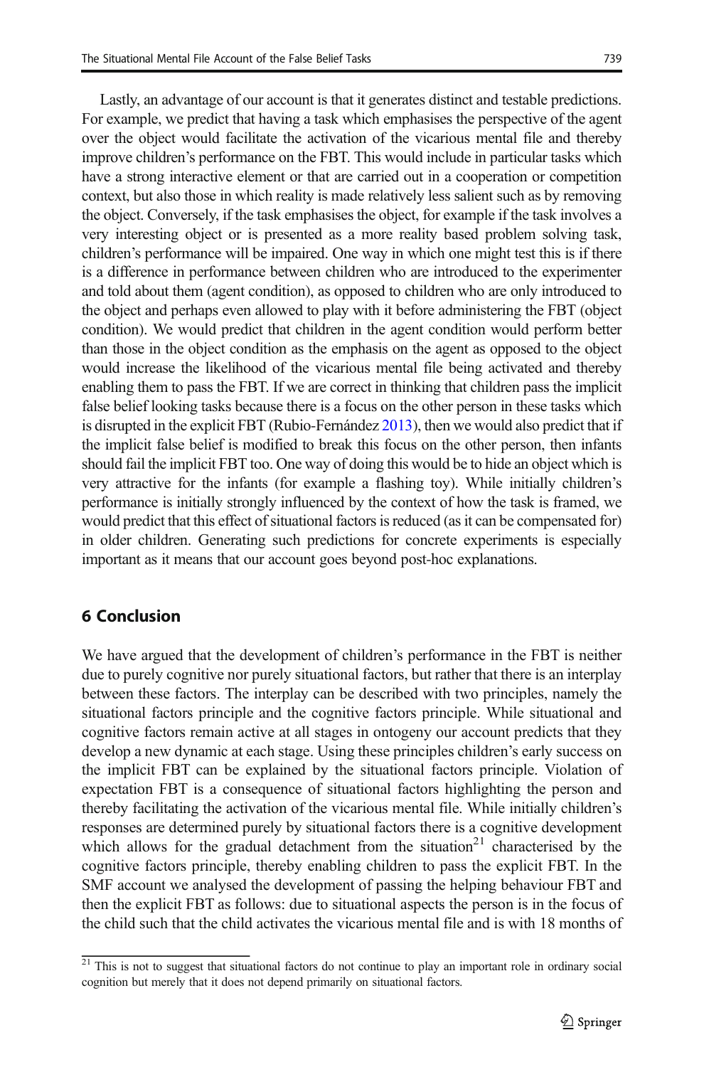Lastly, an advantage of our account is that it generates distinct and testable predictions. For example, we predict that having a task which emphasises the perspective of the agent over the object would facilitate the activation of the vicarious mental file and thereby improve children's performance on the FBT. This would include in particular tasks which have a strong interactive element or that are carried out in a cooperation or competition context, but also those in which reality is made relatively less salient such as by removing the object. Conversely, if the task emphasises the object, for example if the task involves a very interesting object or is presented as a more reality based problem solving task, children's performance will be impaired. One way in which one might test this is if there is a difference in performance between children who are introduced to the experimenter and told about them (agent condition), as opposed to children who are only introduced to the object and perhaps even allowed to play with it before administering the FBT (object condition). We would predict that children in the agent condition would perform better than those in the object condition as the emphasis on the agent as opposed to the object would increase the likelihood of the vicarious mental file being activated and thereby enabling them to pass the FBT. If we are correct in thinking that children pass the implicit false belief looking tasks because there is a focus on the other person in these tasks which is disrupted in the explicit FBT (Rubio-Fernández 2013), then we would also predict that if the implicit false belief is modified to break this focus on the other person, then infants should fail the implicit FBT too. One way of doing this would be to hide an object which is very attractive for the infants (for example a flashing toy). While initially children's performance is initially strongly influenced by the context of how the task is framed, we would predict that this effect of situational factors is reduced (as it can be compensated for) in older children. Generating such predictions for concrete experiments is especially important as it means that our account goes beyond post-hoc explanations.

## 6 Conclusion

We have argued that the development of children's performance in the FBT is neither due to purely cognitive nor purely situational factors, but rather that there is an interplay between these factors. The interplay can be described with two principles, namely the situational factors principle and the cognitive factors principle. While situational and cognitive factors remain active at all stages in ontogeny our account predicts that they develop a new dynamic at each stage. Using these principles children's early success on the implicit FBT can be explained by the situational factors principle. Violation of expectation FBT is a consequence of situational factors highlighting the person and thereby facilitating the activation of the vicarious mental file. While initially children's responses are determined purely by situational factors there is a cognitive development which allows for the gradual detachment from the situation[21] characterised by the cognitive factors principle, thereby enabling children to pass the explicit FBT. In the SMF account we analysed the development of passing the helping behaviour FBT and then the explicit FBT as follows: due to situational aspects the person is in the focus of the child such that the child activates the vicarious mental file and is with 18 months of

[21] This is not to suggest that situational factors do not continue to play an important role in ordinary social cognition but merely that it does not depend primarily on situational factors.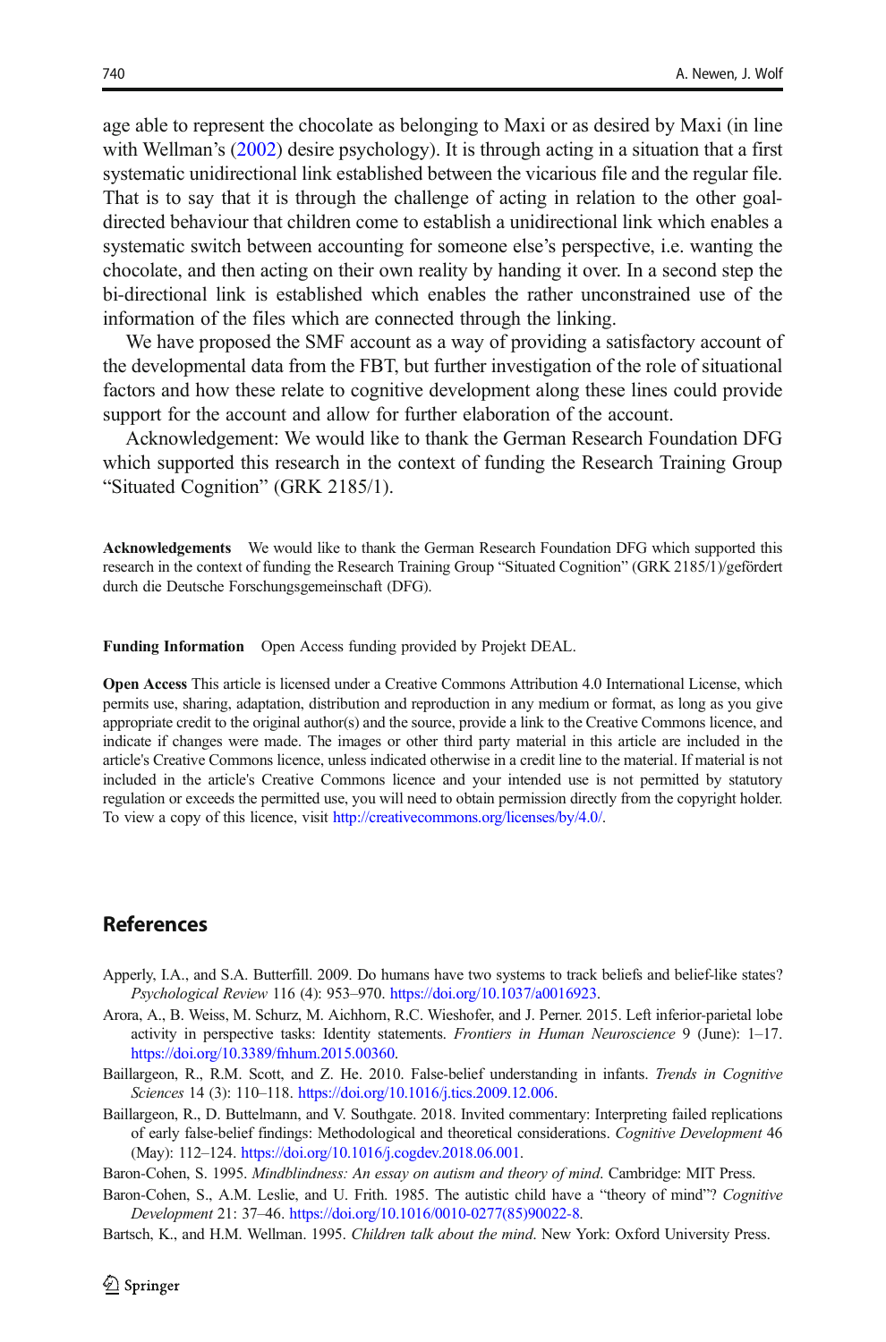age able to represent the chocolate as belonging to Maxi or as desired by Maxi (in line with Wellman's (2002) desire psychology). It is through acting in a situation that a first systematic unidirectional link established between the vicarious file and the regular file. That is to say that it is through the challenge of acting in relation to the other goal-directed behaviour that children come to establish a unidirectional link which enables a systematic switch between accounting for someone else's perspective, i.e. wanting the chocolate, and then acting on their own reality by handing it over. In a second step the bi-directional link is established which enables the rather unconstrained use of the information of the files which are connected through the linking.

We have proposed the SMF account as a way of providing a satisfactory account of the developmental data from the FBT, but further investigation of the role of situational factors and how these relate to cognitive development along these lines could provide support for the account and allow for further elaboration of the account.

Acknowledgement: We would like to thank the German Research Foundation DFG which supported this research in the context of funding the Research Training Group "Situated Cognition" (GRK 2185/1).

**Acknowledgements** We would like to thank the German Research Foundation DFG which supported this research in the context of funding the Research Training Group "Situated Cognition" (GRK 2185/1)/gefördert durch die Deutsche Forschungsgemeinschaft (DFG).

**Funding Information** Open Access funding provided by Projekt DEAL.

**Open Access** This article is licensed under a Creative Commons Attribution 4.0 International License, which permits use, sharing, adaptation, distribution and reproduction in any medium or format, as long as you give appropriate credit to the original author(s) and the source, provide a link to the Creative Commons licence, and indicate if changes were made. The images or other third party material in this article are included in the article's Creative Commons licence, unless indicated otherwise in a credit line to the material. If material is not included in the article's Creative Commons licence and your intended use is not permitted by statutory regulation or exceeds the permitted use, you will need to obtain permission directly from the copyright holder. To view a copy of this licence, visit http://creativecommons.org/licenses/by/4.0/.

## References

Apperly, I.A., and S.A. Butterfill. 2009. Do humans have two systems to track beliefs and belief-like states? *Psychological Review* 116 (4): 953–970. https://doi.org/10.1037/a0016923.

Arora, A., B. Weiss, M. Schurz, M. Aichhorn, R.C. Wieshofer, and J. Perner. 2015. Left inferior-parietal lobe activity in perspective tasks: Identity statements. *Frontiers in Human Neuroscience* 9 (June): 1–17. https://doi.org/10.3389/fnhum.2015.00360.

Baillargeon, R., R.M. Scott, and Z. He. 2010. False-belief understanding in infants. *Trends in Cognitive Sciences* 14 (3): 110–118. https://doi.org/10.1016/j.tics.2009.12.006.

Baillargeon, R., D. Buttelmann, and V. Southgate. 2018. Invited commentary: Interpreting failed replications of early false-belief findings: Methodological and theoretical considerations. *Cognitive Development* 46 (May): 112–124. https://doi.org/10.1016/j.cogdev.2018.06.001.

Baron-Cohen, S. 1995. *Mindblindness: An essay on autism and theory of mind*. Cambridge: MIT Press.

Baron-Cohen, S., A.M. Leslie, and U. Frith. 1985. The autistic child have a "theory of mind"? *Cognitive Development* 21: 37–46. https://doi.org/10.1016/0010-0277(85)90022-8.

Bartsch, K., and H.M. Wellman. 1995. *Children talk about the mind*. New York: Oxford University Press.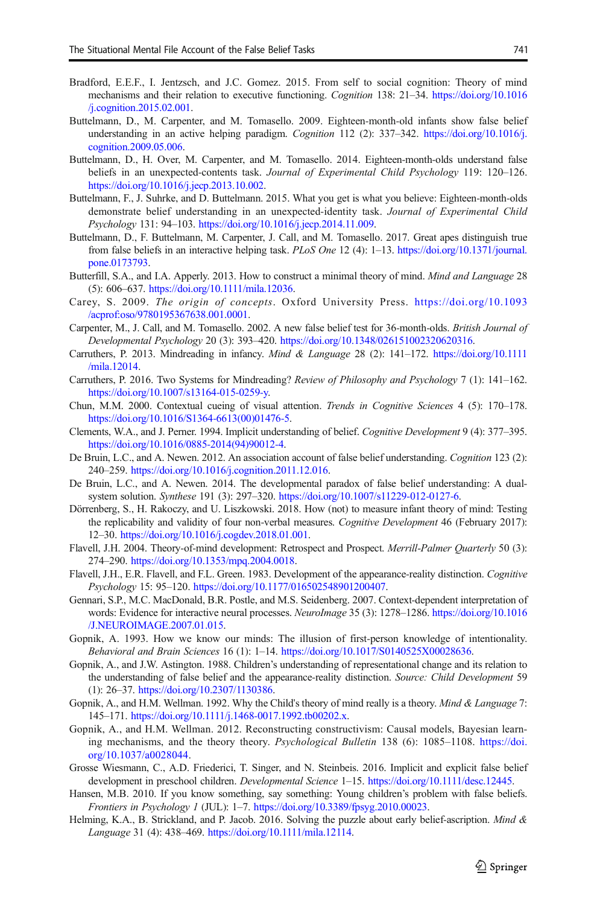Bradford, E.E.F., I. Jentzsch, and J.C. Gomez. 2015. From self to social cognition: Theory of mind mechanisms and their relation to executive functioning. *Cognition* 138: 21–34. https://doi.org/10.1016/j.cognition.2015.02.001.

Buttelmann, D., M. Carpenter, and M. Tomasello. 2009. Eighteen-month-old infants show false belief understanding in an active helping paradigm. *Cognition* 112 (2): 337–342. https://doi.org/10.1016/j.cognition.2009.05.006.

Buttelmann, D., H. Over, M. Carpenter, and M. Tomasello. 2014. Eighteen-month-olds understand false beliefs in an unexpected-contents task. *Journal of Experimental Child Psychology* 119: 120–126. https://doi.org/10.1016/j.jecp.2013.10.002.

Buttelmann, F., J. Suhrke, and D. Buttelmann. 2015. What you get is what you believe: Eighteen-month-olds demonstrate belief understanding in an unexpected-identity task. *Journal of Experimental Child Psychology* 131: 94–103. https://doi.org/10.1016/j.jecp.2014.11.009.

Buttelmann, D., F. Buttelmann, M. Carpenter, J. Call, and M. Tomasello. 2017. Great apes distinguish true from false beliefs in an interactive helping task. *PLoS One* 12 (4): 1–13. https://doi.org/10.1371/journal.pone.0173793.

Butterfill, S.A., and I.A. Apperly. 2013. How to construct a minimal theory of mind. *Mind and Language* 28 (5): 606–637. https://doi.org/10.1111/mila.12036.

Carey, S. 2009. *The origin of concepts*. Oxford University Press. https://doi.org/10.1093/acprof:oso/9780195367638.001.0001.

Carpenter, M., J. Call, and M. Tomasello. 2002. A new false belief test for 36-month-olds. *British Journal of Developmental Psychology* 20 (3): 393–420. https://doi.org/10.1348/026151002320620316.

Carruthers, P. 2013. Mindreading in infancy. *Mind & Language* 28 (2): 141–172. https://doi.org/10.1111/mila.12014.

Carruthers, P. 2016. Two Systems for Mindreading? *Review of Philosophy and Psychology* 7 (1): 141–162. https://doi.org/10.1007/s13164-015-0259-y.

Chun, M.M. 2000. Contextual cueing of visual attention. *Trends in Cognitive Sciences* 4 (5): 170–178. https://doi.org/10.1016/S1364-6613(00)01476-5.

Clements, W.A., and J. Perner. 1994. Implicit understanding of belief. *Cognitive Development* 9 (4): 377–395. https://doi.org/10.1016/0885-2014(94)90012-4.

De Bruin, L.C., and A. Newen. 2012. An association account of false belief understanding. *Cognition* 123 (2): 240–259. https://doi.org/10.1016/j.cognition.2011.12.016.

De Bruin, L.C., and A. Newen. 2014. The developmental paradox of false belief understanding: A dual-system solution. *Synthese* 191 (3): 297–320. https://doi.org/10.1007/s11229-012-0127-6.

Dörrenberg, S., H. Rakoczy, and U. Liszkowski. 2018. How (not) to measure infant theory of mind: Testing the replicability and validity of four non-verbal measures. *Cognitive Development* 46 (February 2017): 12–30. https://doi.org/10.1016/j.cogdev.2018.01.001.

Flavell, J.H. 2004. Theory-of-mind development: Retrospect and Prospect. *Merrill-Palmer Quarterly* 50 (3): 274–290. https://doi.org/10.1353/mpq.2004.0018.

Flavell, J.H., E.R. Flavell, and F.L. Green. 1983. Development of the appearance-reality distinction. *Cognitive Psychology* 15: 95–120. https://doi.org/10.1177/016502548901200407.

Gennari, S.P., M.C. MacDonald, B.R. Postle, and M.S. Seidenberg. 2007. Context-dependent interpretation of words: Evidence for interactive neural processes. *NeuroImage* 35 (3): 1278–1286. https://doi.org/10.1016/J.NEUROIMAGE.2007.01.015.

Gopnik, A. 1993. How we know our minds: The illusion of first-person knowledge of intentionality. *Behavioral and Brain Sciences* 16 (1): 1–14. https://doi.org/10.1017/S0140525X00028636.

Gopnik, A., and J.W. Astington. 1988. Children's understanding of representational change and its relation to the understanding of false belief and the appearance-reality distinction. *Source: Child Development* 59 (1): 26–37. https://doi.org/10.2307/1130386.

Gopnik, A., and H.M. Wellman. 1992. Why the Child's theory of mind really is a theory. *Mind & Language* 7: 145–171. https://doi.org/10.1111/j.1468-0017.1992.tb00202.x.

Gopnik, A., and H.M. Wellman. 2012. Reconstructing constructivism: Causal models, Bayesian learning mechanisms, and the theory theory. *Psychological Bulletin* 138 (6): 1085–1108. https://doi.org/10.1037/a0028044.

Grosse Wiesmann, C., A.D. Friederici, T. Singer, and N. Steinbeis. 2016. Implicit and explicit false belief development in preschool children. *Developmental Science* 1–15. https://doi.org/10.1111/desc.12445.

Hansen, M.B. 2010. If you know something, say something: Young children's problem with false beliefs. *Frontiers in Psychology 1* (JUL): 1–7. https://doi.org/10.3389/fpsyg.2010.00023.

Helming, K.A., B. Strickland, and P. Jacob. 2016. Solving the puzzle about early belief-ascription. *Mind & Language* 31 (4): 438–469. https://doi.org/10.1111/mila.12114.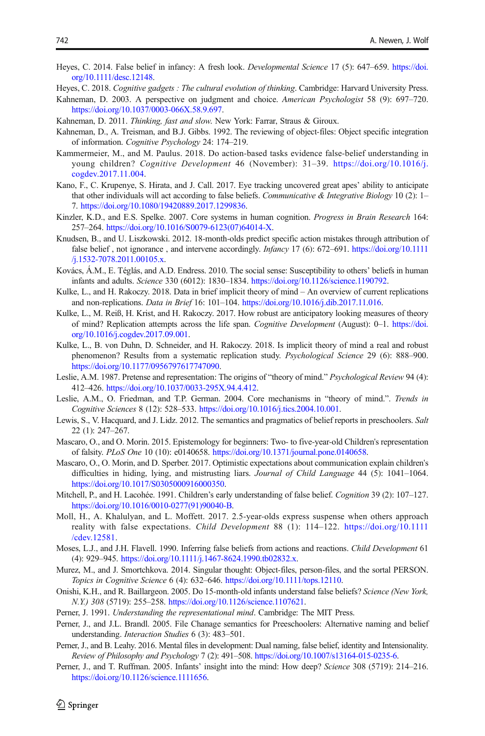Heyes, C. 2014. False belief in infancy: A fresh look. *Developmental Science* 17 (5): 647–659. https://doi.org/10.1111/desc.12148.

Heyes, C. 2018. *Cognitive gadgets : The cultural evolution of thinking*. Cambridge: Harvard University Press.

Kahneman, D. 2003. A perspective on judgment and choice. *American Psychologist* 58 (9): 697–720. https://doi.org/10.1037/0003-066X.58.9.697.

Kahneman, D. 2011. *Thinking, fast and slow*. New York: Farrar, Straus & Giroux.

Kahneman, D., A. Treisman, and B.J. Gibbs. 1992. The reviewing of object-files: Object specific integration of information. *Cognitive Psychology* 24: 174–219.

Kammermeier, M., and M. Paulus. 2018. Do action-based tasks evidence false-belief understanding in young children? *Cognitive Development* 46 (November): 31–39. https://doi.org/10.1016/j.cogdev.2017.11.004.

Kano, F., C. Krupenye, S. Hirata, and J. Call. 2017. Eye tracking uncovered great apes' ability to anticipate that other individuals will act according to false beliefs. *Communicative & Integrative Biology* 10 (2): 1–7. https://doi.org/10.1080/19420889.2017.1299836.

Kinzler, K.D., and E.S. Spelke. 2007. Core systems in human cognition. *Progress in Brain Research* 164: 257–264. https://doi.org/10.1016/S0079-6123(07)64014-X.

Knudsen, B., and U. Liszkowski. 2012. 18-month-olds predict specific action mistakes through attribution of false belief , not ignorance , and intervene accordingly. *Infancy* 17 (6): 672–691. https://doi.org/10.1111/j.1532-7078.2011.00105.x.

Kovács, Á.M., E. Téglás, and A.D. Endress. 2010. The social sense: Susceptibility to others' beliefs in human infants and adults. *Science* 330 (6012): 1830–1834. https://doi.org/10.1126/science.1190792.

Kulke, L., and H. Rakoczy. 2018. Data in brief implicit theory of mind – An overview of current replications and non-replications. *Data in Brief* 16: 101–104. https://doi.org/10.1016/j.dib.2017.11.016.

Kulke, L., M. Reiß, H. Krist, and H. Rakoczy. 2017. How robust are anticipatory looking measures of theory of mind? Replication attempts across the life span. *Cognitive Development* (August): 0–1. https://doi.org/10.1016/j.cogdev.2017.09.001.

Kulke, L., B. von Duhn, D. Schneider, and H. Rakoczy. 2018. Is implicit theory of mind a real and robust phenomenon? Results from a systematic replication study. *Psychological Science* 29 (6): 888–900. https://doi.org/10.1177/0956797617747090.

Leslie, A.M. 1987. Pretense and representation: The origins of "theory of mind." *Psychological Review* 94 (4): 412–426. https://doi.org/10.1037/0033-295X.94.4.412.

Leslie, A.M., O. Friedman, and T.P. German. 2004. Core mechanisms in "theory of mind.". *Trends in Cognitive Sciences* 8 (12): 528–533. https://doi.org/10.1016/j.tics.2004.10.001.

Lewis, S., V. Hacquard, and J. Lidz. 2012. The semantics and pragmatics of belief reports in preschoolers. *Salt* 22 (1): 247–267.

Mascaro, O., and O. Morin. 2015. Epistemology for beginners: Two- to five-year-old Children's representation of falsity. *PLoS One* 10 (10): e0140658. https://doi.org/10.1371/journal.pone.0140658.

Mascaro, O., O. Morin, and D. Sperber. 2017. Optimistic expectations about communication explain children's difficulties in hiding, lying, and mistrusting liars. *Journal of Child Language* 44 (5): 1041–1064. https://doi.org/10.1017/S0305000916000350.

Mitchell, P., and H. Lacohée. 1991. Children's early understanding of false belief. *Cognition* 39 (2): 107–127. https://doi.org/10.1016/0010-0277(91)90040-B.

Moll, H., A. Khalulyan, and L. Moffett. 2017. 2.5-year-olds express suspense when others approach reality with false expectations. *Child Development* 88 (1): 114–122. https://doi.org/10.1111/cdev.12581.

Moses, L.J., and J.H. Flavell. 1990. Inferring false beliefs from actions and reactions. *Child Development* 61 (4): 929–945. https://doi.org/10.1111/j.1467-8624.1990.tb02832.x.

Murez, M., and J. Smortchkova. 2014. Singular thought: Object-files, person-files, and the sortal PERSON. *Topics in Cognitive Science* 6 (4): 632–646. https://doi.org/10.1111/tops.12110.

Onishi, K.H., and R. Baillargeon. 2005. Do 15-month-old infants understand false beliefs? *Science (New York, N.Y.) 308* (5719): 255–258. https://doi.org/10.1126/science.1107621.

Perner, J. 1991. *Understanding the representational mind*. Cambridge: The MIT Press.

Perner, J., and J.L. Brandl. 2005. File Chanage semantics for Preeschoolers: Alternative naming and belief understanding. *Interaction Studies* 6 (3): 483–501.

Perner, J., and B. Leahy. 2016. Mental files in development: Dual naming, false belief, identity and Intensionality. *Review of Philosophy and Psychology* 7 (2): 491–508. https://doi.org/10.1007/s13164-015-0235-6.

Perner, J., and T. Ruffman. 2005. Infants' insight into the mind: How deep? *Science* 308 (5719): 214–216. https://doi.org/10.1126/science.1111656.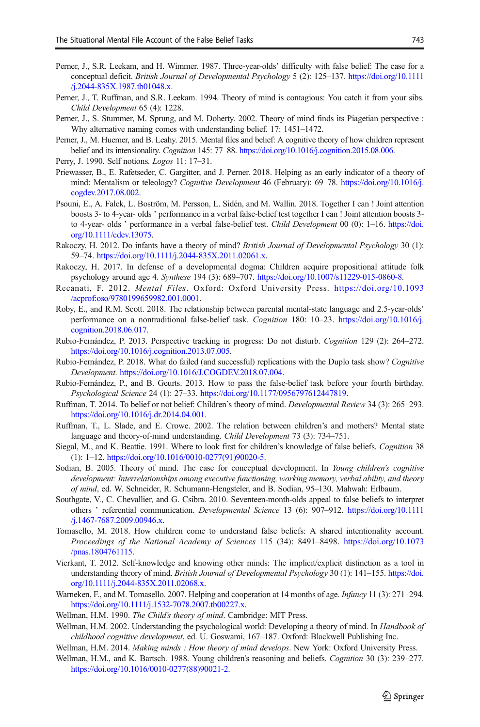Perner, J., S.R. Leekam, and H. Wimmer. 1987. Three-year-olds' difficulty with false belief: The case for a conceptual deficit. *British Journal of Developmental Psychology* 5 (2): 125–137. https://doi.org/10.1111/j.2044-835X.1987.tb01048.x.

Perner, J., T. Ruffman, and S.R. Leekam. 1994. Theory of mind is contagious: You catch it from your sibs. *Child Development* 65 (4): 1228.

Perner, J., S. Stummer, M. Sprung, and M. Doherty. 2002. Theory of mind finds its Piagetian perspective : Why alternative naming comes with understanding belief. 17: 1451–1472.

Perner, J., M. Huemer, and B. Leahy. 2015. Mental files and belief: A cognitive theory of how children represent belief and its intensionality. *Cognition* 145: 77–88. https://doi.org/10.1016/j.cognition.2015.08.006.

Perry, J. 1990. Self notions. *Logos* 11: 17–31.

Priewasser, B., E. Rafetseder, C. Gargitter, and J. Perner. 2018. Helping as an early indicator of a theory of mind: Mentalism or teleology? *Cognitive Development* 46 (February): 69–78. https://doi.org/10.1016/j.cogdev.2017.08.002.

Psouni, E., A. Falck, L. Boström, M. Persson, L. Sidén, and M. Wallin. 2018. Together I can ! Joint attention boosts 3- to 4-year- olds ' performance in a verbal false-belief test together I can ! Joint attention boosts 3- to 4-year- olds ' performance in a verbal false-belief test. *Child Development* 00 (0): 1–16. https://doi.org/10.1111/cdev.13075.

Rakoczy, H. 2012. Do infants have a theory of mind? *British Journal of Developmental Psychology* 30 (1): 59–74. https://doi.org/10.1111/j.2044-835X.2011.02061.x.

Rakoczy, H. 2017. In defense of a developmental dogma: Children acquire propositional attitude folk psychology around age 4. *Synthese* 194 (3): 689–707. https://doi.org/10.1007/s11229-015-0860-8.

Recanati, F. 2012. *Mental Files*. Oxford: Oxford University Press. https://doi.org/10.1093/acprof:oso/9780199659982.001.0001.

Roby, E., and R.M. Scott. 2018. The relationship between parental mental-state language and 2.5-year-olds' performance on a nontraditional false-belief task. *Cognition* 180: 10–23. https://doi.org/10.1016/j.cognition.2018.06.017.

Rubio-Fernández, P. 2013. Perspective tracking in progress: Do not disturb. *Cognition* 129 (2): 264–272. https://doi.org/10.1016/j.cognition.2013.07.005.

Rubio-Fernández, P. 2018. What do failed (and successful) replications with the Duplo task show? *Cognitive Development*. https://doi.org/10.1016/J.COGDEV.2018.07.004.

Rubio-Fernández, P., and B. Geurts. 2013. How to pass the false-belief task before your fourth birthday. *Psychological Science* 24 (1): 27–33. https://doi.org/10.1177/0956797612447819.

Ruffman, T. 2014. To belief or not belief: Children's theory of mind. *Developmental Review* 34 (3): 265–293. https://doi.org/10.1016/j.dr.2014.04.001.

Ruffman, T., L. Slade, and E. Crowe. 2002. The relation between children's and mothers? Mental state language and theory-of-mind understanding. *Child Development* 73 (3): 734–751.

Siegal, M., and K. Beattie. 1991. Where to look first for children's knowledge of false beliefs. *Cognition* 38 (1): 1–12. https://doi.org/10.1016/0010-0277(91)90020-5.

Sodian, B. 2005. Theory of mind. The case for conceptual development. In *Young children's cognitive development: Interrelationships among executive functioning, working memory, verbal ability, and theory of mind*, ed. W. Schneider, R. Schumann-Hengsteler, and B. Sodian, 95–130. Mahwah: Erlbaum.

Southgate, V., C. Chevallier, and G. Csibra. 2010. Seventeen-month-olds appeal to false beliefs to interpret others ' referential communication. *Developmental Science* 13 (6): 907–912. https://doi.org/10.1111/j.1467-7687.2009.00946.x.

Tomasello, M. 2018. How children come to understand false beliefs: A shared intentionality account. *Proceedings of the National Academy of Sciences* 115 (34): 8491–8498. https://doi.org/10.1073/pnas.1804761115.

Vierkant, T. 2012. Self-knowledge and knowing other minds: The implicit/explicit distinction as a tool in understanding theory of mind. *British Journal of Developmental Psychology* 30 (1): 141–155. https://doi.org/10.1111/j.2044-835X.2011.02068.x.

Warneken, F., and M. Tomasello. 2007. Helping and cooperation at 14 months of age. *Infancy* 11 (3): 271–294. https://doi.org/10.1111/j.1532-7078.2007.tb00227.x.

Wellman, H.M. 1990. *The Child's theory of mind*. Cambridge: MIT Press.

Wellman, H.M. 2002. Understanding the psychological world: Developing a theory of mind. In *Handbook of childhood cognitive development*, ed. U. Goswami, 167–187. Oxford: Blackwell Publishing Inc.

Wellman, H.M. 2014. *Making minds : How theory of mind develops*. New York: Oxford University Press.

Wellman, H.M., and K. Bartsch. 1988. Young children's reasoning and beliefs. *Cognition* 30 (3): 239–277. https://doi.org/10.1016/0010-0277(88)90021-2.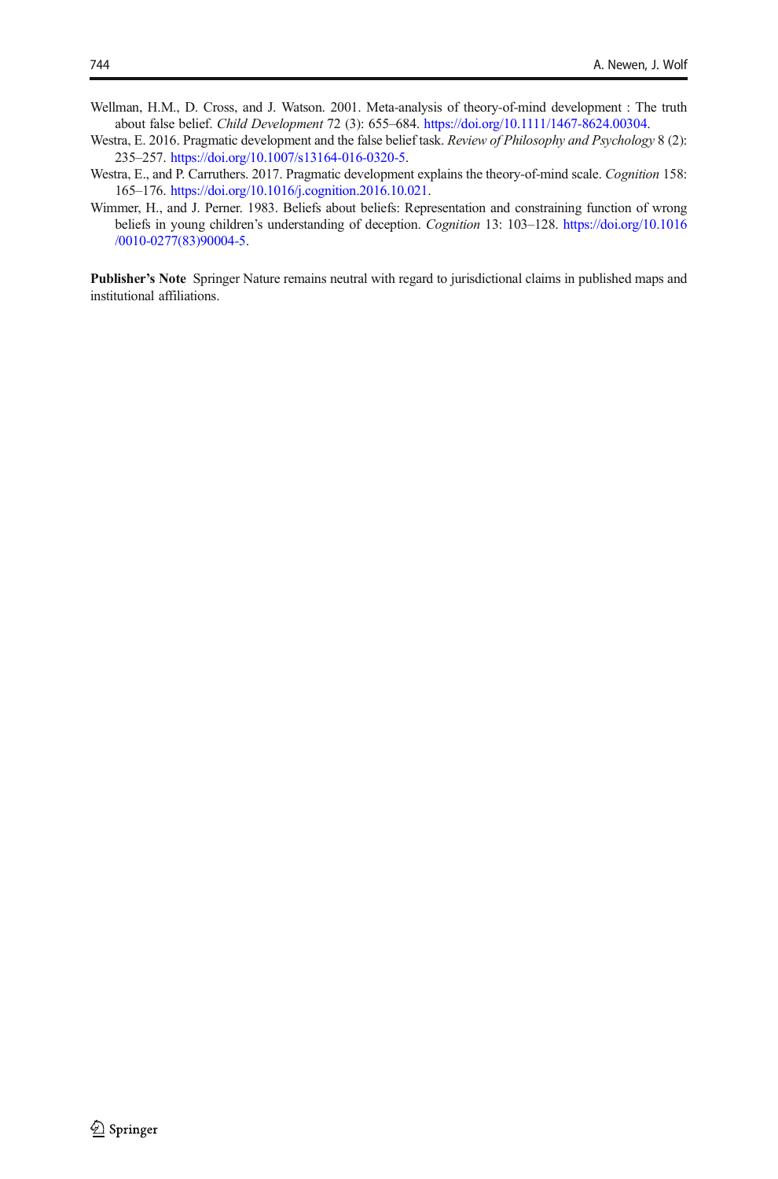Wellman, H.M., D. Cross, and J. Watson. 2001. Meta-analysis of theory-of-mind development : The truth about false belief. *Child Development* 72 (3): 655–684. https://doi.org/10.1111/1467-8624.00304.

Westra, E. 2016. Pragmatic development and the false belief task. *Review of Philosophy and Psychology* 8 (2): 235–257. https://doi.org/10.1007/s13164-016-0320-5.

Westra, E., and P. Carruthers. 2017. Pragmatic development explains the theory-of-mind scale. *Cognition* 158: 165–176. https://doi.org/10.1016/j.cognition.2016.10.021.

Wimmer, H., and J. Perner. 1983. Beliefs about beliefs: Representation and constraining function of wrong beliefs in young children's understanding of deception. *Cognition* 13: 103–128. https://doi.org/10.1016/0010-0277(83)90004-5.

**Publisher's Note** Springer Nature remains neutral with regard to jurisdictional claims in published maps and institutional affiliations.